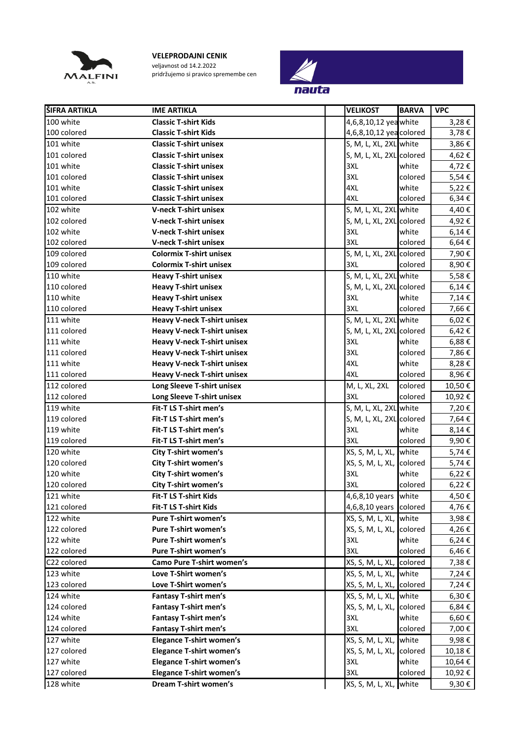**VELEPRODAJNI CENIK**
veljavnost od 14.2.2022
pridržujemo si pravico spremembe cen

| ŠIFRA ARTIKLA | IME ARTIKLA | | VELIKOST | BARVA | VPC |
|---|---|---|---|---|---|
| 100 white | **Classic T-shirt Kids** | | 4,6,8,10,12 yea | white | 3,28 € |
| 100 colored | **Classic T-shirt Kids** | | 4,6,8,10,12 yea | colored | 3,78 € |
| 101 white | **Classic T-shirt unisex** | | S, M, L, XL, 2XL | white | 3,86 € |
| 101 colored | **Classic T-shirt unisex** | | S, M, L, XL, 2XL | colored | 4,62 € |
| 101 white | **Classic T-shirt unisex** | | 3XL | white | 4,72 € |
| 101 colored | **Classic T-shirt unisex** | | 3XL | colored | 5,54 € |
| 101 white | **Classic T-shirt unisex** | | 4XL | white | 5,22 € |
| 101 colored | **Classic T-shirt unisex** | | 4XL | colored | 6,34 € |
| 102 white | **V-neck T-shirt unisex** | | S, M, L, XL, 2XL | white | 4,40 € |
| 102 colored | **V-neck T-shirt unisex** | | S, M, L, XL, 2XL | colored | 4,92 € |
| 102 white | **V-neck T-shirt unisex** | | 3XL | white | 6,14 € |
| 102 colored | **V-neck T-shirt unisex** | | 3XL | colored | 6,64 € |
| 109 colored | **Colormix T-shirt unisex** | | S, M, L, XL, 2XL | colored | 7,90 € |
| 109 colored | **Colormix T-shirt unisex** | | 3XL | colored | 8,90 € |
| 110 white | **Heavy T-shirt unisex** | | S, M, L, XL, 2XL | white | 5,58 € |
| 110 colored | **Heavy T-shirt unisex** | | S, M, L, XL, 2XL | colored | 6,14 € |
| 110 white | **Heavy T-shirt unisex** | | 3XL | white | 7,14 € |
| 110 colored | **Heavy T-shirt unisex** | | 3XL | colored | 7,66 € |
| 111 white | **Heavy V-neck T-shirt unisex** | | S, M, L, XL, 2XL | white | 6,02 € |
| 111 colored | **Heavy V-neck T-shirt unisex** | | S, M, L, XL, 2XL | colored | 6,42 € |
| 111 white | **Heavy V-neck T-shirt unisex** | | 3XL | white | 6,88 € |
| 111 colored | **Heavy V-neck T-shirt unisex** | | 3XL | colored | 7,86 € |
| 111 white | **Heavy V-neck T-shirt unisex** | | 4XL | white | 8,28 € |
| 111 colored | **Heavy V-neck T-shirt unisex** | | 4XL | colored | 8,96 € |
| 112 colored | **Long Sleeve T-shirt unisex** | | M, L, XL, 2XL | colored | 10,50 € |
| 112 colored | **Long Sleeve T-shirt unisex** | | 3XL | colored | 10,92 € |
| 119 white | **Fit-T LS T-shirt men's** | | S, M, L, XL, 2XL | white | 7,20 € |
| 119 colored | **Fit-T LS T-shirt men's** | | S, M, L, XL, 2XL | colored | 7,64 € |
| 119 white | **Fit-T LS T-shirt men's** | | 3XL | white | 8,14 € |
| 119 colored | **Fit-T LS T-shirt men's** | | 3XL | colored | 9,90 € |
| 120 white | **City T-shirt women's** | | XS, S, M, L, XL, | white | 5,74 € |
| 120 colored | **City T-shirt women's** | | XS, S, M, L, XL, | colored | 5,74 € |
| 120 white | **City T-shirt women's** | | 3XL | white | 6,22 € |
| 120 colored | **City T-shirt women's** | | 3XL | colored | 6,22 € |
| 121 white | **Fit-T LS T-shirt Kids** | | 4,6,8,10 years | white | 4,50 € |
| 121 colored | **Fit-T LS T-shirt Kids** | | 4,6,8,10 years | colored | 4,76 € |
| 122 white | **Pure T-shirt women's** | | XS, S, M, L, XL, | white | 3,98 € |
| 122 colored | **Pure T-shirt women's** | | XS, S, M, L, XL, | colored | 4,26 € |
| 122 white | **Pure T-shirt women's** | | 3XL | white | 6,24 € |
| 122 colored | **Pure T-shirt women's** | | 3XL | colored | 6,46 € |
| C22 colored | **Camo Pure T-shirt women's** | | XS, S, M, L, XL, | colored | 7,38 € |
| 123 white | **Love T-Shirt women's** | | XS, S, M, L, XL, | white | 7,24 € |
| 123 colored | **Love T-Shirt women's** | | XS, S, M, L, XL, | colored | 7,24 € |
| 124 white | **Fantasy T-shirt men's** | | XS, S, M, L, XL, | white | 6,30 € |
| 124 colored | **Fantasy T-shirt men's** | | XS, S, M, L, XL, | colored | 6,84 € |
| 124 white | **Fantasy T-shirt men's** | | 3XL | white | 6,60 € |
| 124 colored | **Fantasy T-shirt men's** | | 3XL | colored | 7,00 € |
| 127 white | **Elegance T-shirt women's** | | XS, S, M, L, XL, | white | 9,98 € |
| 127 colored | **Elegance T-shirt women's** | | XS, S, M, L, XL, | colored | 10,18 € |
| 127 white | **Elegance T-shirt women's** | | 3XL | white | 10,64 € |
| 127 colored | **Elegance T-shirt women's** | | 3XL | colored | 10,92 € |
| 128 white | **Dream T-shirt women's** | | XS, S, M, L, XL, | white | 9,30 € |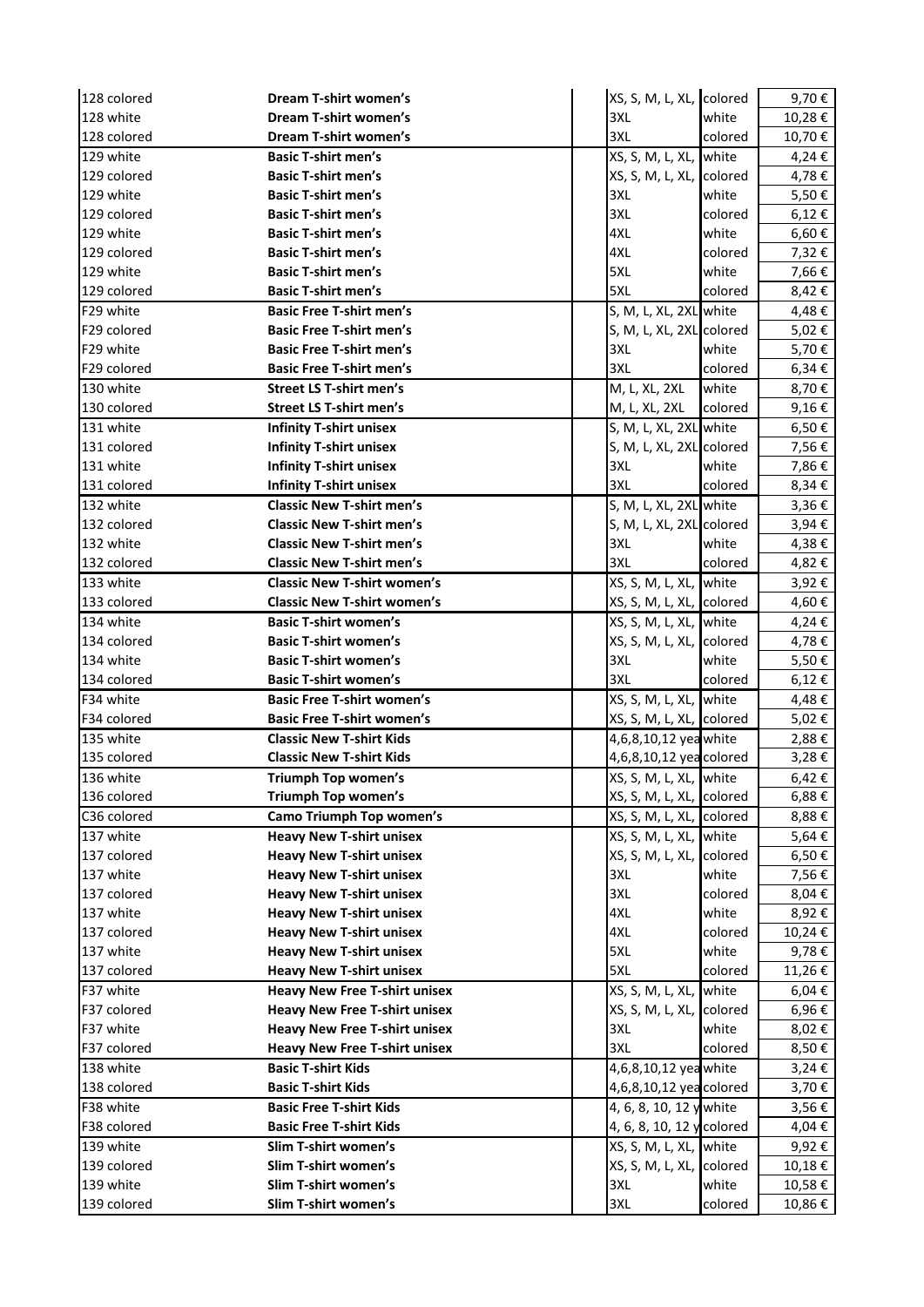| | | | | | |
|---|---|---|---|---|---|
| 128 colored | **Dream T-shirt women's** | | XS, S, M, L, XL, | colored | 9,70 € |
| 128 white | **Dream T-shirt women's** | | 3XL | white | 10,28 € |
| 128 colored | **Dream T-shirt women's** | | 3XL | colored | 10,70 € |
| 129 white | **Basic T-shirt men's** | | XS, S, M, L, XL, | white | 4,24 € |
| 129 colored | **Basic T-shirt men's** | | XS, S, M, L, XL, | colored | 4,78 € |
| 129 white | **Basic T-shirt men's** | | 3XL | white | 5,50 € |
| 129 colored | **Basic T-shirt men's** | | 3XL | colored | 6,12 € |
| 129 white | **Basic T-shirt men's** | | 4XL | white | 6,60 € |
| 129 colored | **Basic T-shirt men's** | | 4XL | colored | 7,32 € |
| 129 white | **Basic T-shirt men's** | | 5XL | white | 7,66 € |
| 129 colored | **Basic T-shirt men's** | | 5XL | colored | 8,42 € |
| F29 white | **Basic Free T-shirt men's** | | S, M, L, XL, 2XL | white | 4,48 € |
| F29 colored | **Basic Free T-shirt men's** | | S, M, L, XL, 2XL | colored | 5,02 € |
| F29 white | **Basic Free T-shirt men's** | | 3XL | white | 5,70 € |
| F29 colored | **Basic Free T-shirt men's** | | 3XL | colored | 6,34 € |
| 130 white | **Street LS T-shirt men's** | | M, L, XL, 2XL | white | 8,70 € |
| 130 colored | **Street LS T-shirt men's** | | M, L, XL, 2XL | colored | 9,16 € |
| 131 white | **Infinity T-shirt unisex** | | S, M, L, XL, 2XL | white | 6,50 € |
| 131 colored | **Infinity T-shirt unisex** | | S, M, L, XL, 2XL | colored | 7,56 € |
| 131 white | **Infinity T-shirt unisex** | | 3XL | white | 7,86 € |
| 131 colored | **Infinity T-shirt unisex** | | 3XL | colored | 8,34 € |
| 132 white | **Classic New T-shirt men's** | | S, M, L, XL, 2XL | white | 3,36 € |
| 132 colored | **Classic New T-shirt men's** | | S, M, L, XL, 2XL | colored | 3,94 € |
| 132 white | **Classic New T-shirt men's** | | 3XL | white | 4,38 € |
| 132 colored | **Classic New T-shirt men's** | | 3XL | colored | 4,82 € |
| 133 white | **Classic New T-shirt women's** | | XS, S, M, L, XL, | white | 3,92 € |
| 133 colored | **Classic New T-shirt women's** | | XS, S, M, L, XL, | colored | 4,60 € |
| 134 white | **Basic T-shirt women's** | | XS, S, M, L, XL, | white | 4,24 € |
| 134 colored | **Basic T-shirt women's** | | XS, S, M, L, XL, | colored | 4,78 € |
| 134 white | **Basic T-shirt women's** | | 3XL | white | 5,50 € |
| 134 colored | **Basic T-shirt women's** | | 3XL | colored | 6,12 € |
| F34 white | **Basic Free T-shirt women's** | | XS, S, M, L, XL, | white | 4,48 € |
| F34 colored | **Basic Free T-shirt women's** | | XS, S, M, L, XL, | colored | 5,02 € |
| 135 white | **Classic New T-shirt Kids** | | 4,6,8,10,12 yea | white | 2,88 € |
| 135 colored | **Classic New T-shirt Kids** | | 4,6,8,10,12 yea | colored | 3,28 € |
| 136 white | **Triumph Top women's** | | XS, S, M, L, XL, | white | 6,42 € |
| 136 colored | **Triumph Top women's** | | XS, S, M, L, XL, | colored | 6,88 € |
| C36 colored | **Camo Triumph Top women's** | | XS, S, M, L, XL, | colored | 8,88 € |
| 137 white | **Heavy New T-shirt unisex** | | XS, S, M, L, XL, | white | 5,64 € |
| 137 colored | **Heavy New T-shirt unisex** | | XS, S, M, L, XL, | colored | 6,50 € |
| 137 white | **Heavy New T-shirt unisex** | | 3XL | white | 7,56 € |
| 137 colored | **Heavy New T-shirt unisex** | | 3XL | colored | 8,04 € |
| 137 white | **Heavy New T-shirt unisex** | | 4XL | white | 8,92 € |
| 137 colored | **Heavy New T-shirt unisex** | | 4XL | colored | 10,24 € |
| 137 white | **Heavy New T-shirt unisex** | | 5XL | white | 9,78 € |
| 137 colored | **Heavy New T-shirt unisex** | | 5XL | colored | 11,26 € |
| F37 white | **Heavy New Free T-shirt unisex** | | XS, S, M, L, XL, | white | 6,04 € |
| F37 colored | **Heavy New Free T-shirt unisex** | | XS, S, M, L, XL, | colored | 6,96 € |
| F37 white | **Heavy New Free T-shirt unisex** | | 3XL | white | 8,02 € |
| F37 colored | **Heavy New Free T-shirt unisex** | | 3XL | colored | 8,50 € |
| 138 white | **Basic T-shirt Kids** | | 4,6,8,10,12 yea | white | 3,24 € |
| 138 colored | **Basic T-shirt Kids** | | 4,6,8,10,12 yea | colored | 3,70 € |
| F38 white | **Basic Free T-shirt Kids** | | 4, 6, 8, 10, 12 y | white | 3,56 € |
| F38 colored | **Basic Free T-shirt Kids** | | 4, 6, 8, 10, 12 y | colored | 4,04 € |
| 139 white | **Slim T-shirt women's** | | XS, S, M, L, XL, | white | 9,92 € |
| 139 colored | **Slim T-shirt women's** | | XS, S, M, L, XL, | colored | 10,18 € |
| 139 white | **Slim T-shirt women's** | | 3XL | white | 10,58 € |
| 139 colored | **Slim T-shirt women's** | | 3XL | colored | 10,86 € |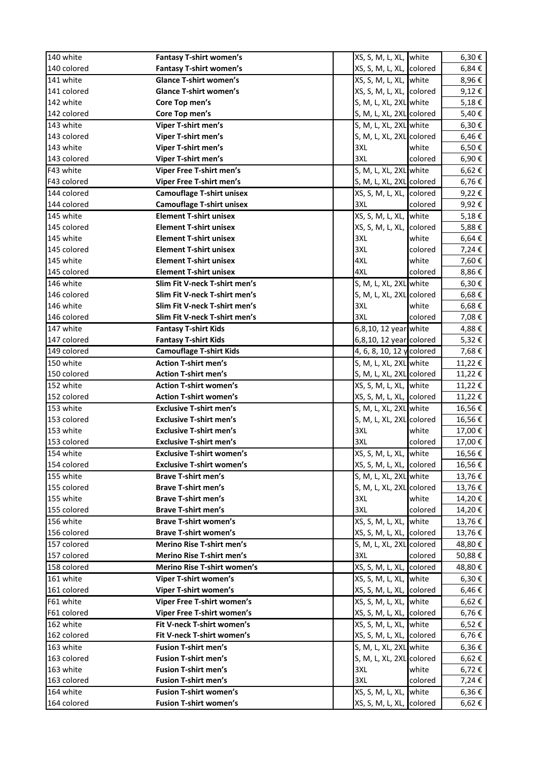| | | | | | |
|---|---|---|---|---|---|
| 140 white | **Fantasy T-shirt women's** | | XS, S, M, L, XL, | white | 6,30 € |
| 140 colored | **Fantasy T-shirt women's** | | XS, S, M, L, XL, | colored | 6,84 € |
| 141 white | **Glance T-shirt women's** | | XS, S, M, L, XL, | white | 8,96 € |
| 141 colored | **Glance T-shirt women's** | | XS, S, M, L, XL, | colored | 9,12 € |
| 142 white | **Core Top men's** | | S, M, L, XL, 2XL | white | 5,18 € |
| 142 colored | **Core Top men's** | | S, M, L, XL, 2XL | colored | 5,40 € |
| 143 white | **Viper T-shirt men's** | | S, M, L, XL, 2XL | white | 6,30 € |
| 143 colored | **Viper T-shirt men's** | | S, M, L, XL, 2XL | colored | 6,46 € |
| 143 white | **Viper T-shirt men's** | | 3XL | white | 6,50 € |
| 143 colored | **Viper T-shirt men's** | | 3XL | colored | 6,90 € |
| F43 white | **Viper Free T-shirt men's** | | S, M, L, XL, 2XL | white | 6,62 € |
| F43 colored | **Viper Free T-shirt men's** | | S, M, L, XL, 2XL | colored | 6,76 € |
| 144 colored | **Camouflage T-shirt unisex** | | XS, S, M, L, XL, | colored | 9,22 € |
| 144 colored | **Camouflage T-shirt unisex** | | 3XL | colored | 9,92 € |
| 145 white | **Element T-shirt unisex** | | XS, S, M, L, XL, | white | 5,18 € |
| 145 colored | **Element T-shirt unisex** | | XS, S, M, L, XL, | colored | 5,88 € |
| 145 white | **Element T-shirt unisex** | | 3XL | white | 6,64 € |
| 145 colored | **Element T-shirt unisex** | | 3XL | colored | 7,24 € |
| 145 white | **Element T-shirt unisex** | | 4XL | white | 7,60 € |
| 145 colored | **Element T-shirt unisex** | | 4XL | colored | 8,86 € |
| 146 white | **Slim Fit V-neck T-shirt men's** | | S, M, L, XL, 2XL | white | 6,30 € |
| 146 colored | **Slim Fit V-neck T-shirt men's** | | S, M, L, XL, 2XL | colored | 6,68 € |
| 146 white | **Slim Fit V-neck T-shirt men's** | | 3XL | white | 6,68 € |
| 146 colored | **Slim Fit V-neck T-shirt men's** | | 3XL | colored | 7,08 € |
| 147 white | **Fantasy T-shirt Kids** | | 6,8,10, 12 year | white | 4,88 € |
| 147 colored | **Fantasy T-shirt Kids** | | 6,8,10, 12 year | colored | 5,32 € |
| 149 colored | **Camouflage T-shirt Kids** | | 4, 6, 8, 10, 12 y | colored | 7,68 € |
| 150 white | **Action T-shirt men's** | | S, M, L, XL, 2XL | white | 11,22 € |
| 150 colored | **Action T-shirt men's** | | S, M, L, XL, 2XL | colored | 11,22 € |
| 152 white | **Action T-shirt women's** | | XS, S, M, L, XL, | white | 11,22 € |
| 152 colored | **Action T-shirt women's** | | XS, S, M, L, XL, | colored | 11,22 € |
| 153 white | **Exclusive T-shirt men's** | | S, M, L, XL, 2XL | white | 16,56 € |
| 153 colored | **Exclusive T-shirt men's** | | S, M, L, XL, 2XL | colored | 16,56 € |
| 153 white | **Exclusive T-shirt men's** | | 3XL | white | 17,00 € |
| 153 colored | **Exclusive T-shirt men's** | | 3XL | colored | 17,00 € |
| 154 white | **Exclusive T-shirt women's** | | XS, S, M, L, XL, | white | 16,56 € |
| 154 colored | **Exclusive T-shirt women's** | | XS, S, M, L, XL, | colored | 16,56 € |
| 155 white | **Brave T-shirt men's** | | S, M, L, XL, 2XL | white | 13,76 € |
| 155 colored | **Brave T-shirt men's** | | S, M, L, XL, 2XL | colored | 13,76 € |
| 155 white | **Brave T-shirt men's** | | 3XL | white | 14,20 € |
| 155 colored | **Brave T-shirt men's** | | 3XL | colored | 14,20 € |
| 156 white | **Brave T-shirt women's** | | XS, S, M, L, XL, | white | 13,76 € |
| 156 colored | **Brave T-shirt women's** | | XS, S, M, L, XL, | colored | 13,76 € |
| 157 colored | **Merino Rise T-shirt men's** | | S, M, L, XL, 2XL | colored | 48,80 € |
| 157 colored | **Merino Rise T-shirt men's** | | 3XL | colored | 50,88 € |
| 158 colored | **Merino Rise T-shirt women's** | | XS, S, M, L, XL, | colored | 48,80 € |
| 161 white | **Viper T-shirt women's** | | XS, S, M, L, XL, | white | 6,30 € |
| 161 colored | **Viper T-shirt women's** | | XS, S, M, L, XL, | colored | 6,46 € |
| F61 white | **Viper Free T-shirt women's** | | XS, S, M, L, XL, | white | 6,62 € |
| F61 colored | **Viper Free T-shirt women's** | | XS, S, M, L, XL, | colored | 6,76 € |
| 162 white | **Fit V-neck T-shirt women's** | | XS, S, M, L, XL, | white | 6,52 € |
| 162 colored | **Fit V-neck T-shirt women's** | | XS, S, M, L, XL, | colored | 6,76 € |
| 163 white | **Fusion T-shirt men's** | | S, M, L, XL, 2XL | white | 6,36 € |
| 163 colored | **Fusion T-shirt men's** | | S, M, L, XL, 2XL | colored | 6,62 € |
| 163 white | **Fusion T-shirt men's** | | 3XL | white | 6,72 € |
| 163 colored | **Fusion T-shirt men's** | | 3XL | colored | 7,24 € |
| 164 white | **Fusion T-shirt women's** | | XS, S, M, L, XL, | white | 6,36 € |
| 164 colored | **Fusion T-shirt women's** | | XS, S, M, L, XL, | colored | 6,62 € |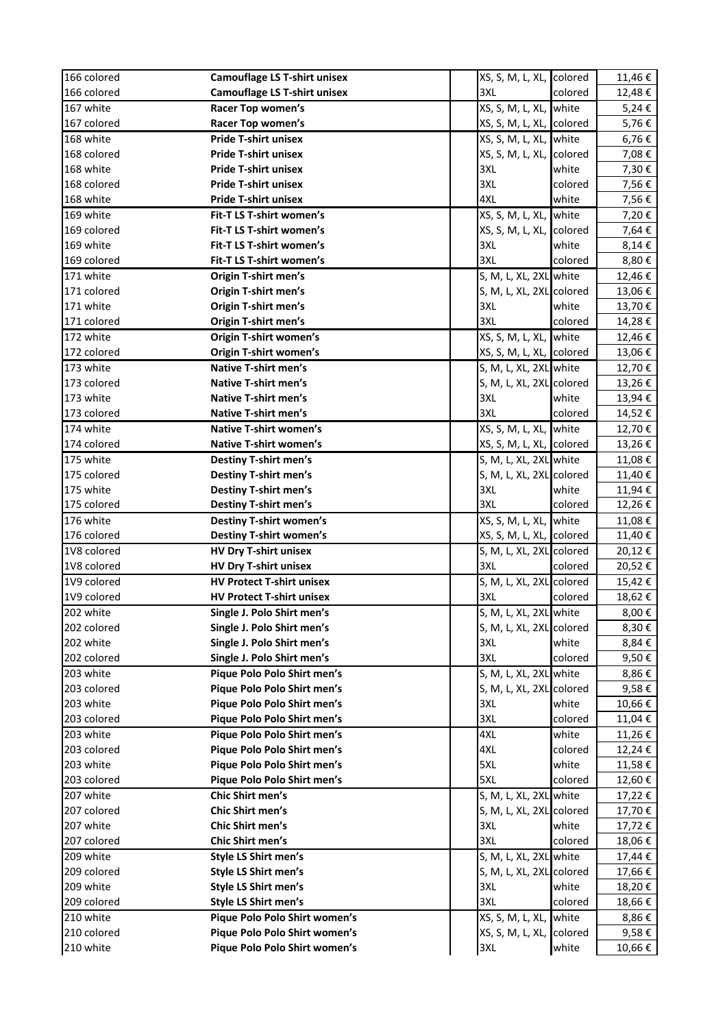| | | | | | |
|---|---|---|---|---|---|
| 166 colored | **Camouflage LS T-shirt unisex** | | XS, S, M, L, XL, | colored | 11,46 € |
| 166 colored | **Camouflage LS T-shirt unisex** | | 3XL | colored | 12,48 € |
| 167 white | **Racer Top women's** | | XS, S, M, L, XL, | white | 5,24 € |
| 167 colored | **Racer Top women's** | | XS, S, M, L, XL, | colored | 5,76 € |
| 168 white | **Pride T-shirt unisex** | | XS, S, M, L, XL, | white | 6,76 € |
| 168 colored | **Pride T-shirt unisex** | | XS, S, M, L, XL, | colored | 7,08 € |
| 168 white | **Pride T-shirt unisex** | | 3XL | white | 7,30 € |
| 168 colored | **Pride T-shirt unisex** | | 3XL | colored | 7,56 € |
| 168 white | **Pride T-shirt unisex** | | 4XL | white | 7,56 € |
| 169 white | **Fit-T LS T-shirt women's** | | XS, S, M, L, XL, | white | 7,20 € |
| 169 colored | **Fit-T LS T-shirt women's** | | XS, S, M, L, XL, | colored | 7,64 € |
| 169 white | **Fit-T LS T-shirt women's** | | 3XL | white | 8,14 € |
| 169 colored | **Fit-T LS T-shirt women's** | | 3XL | colored | 8,80 € |
| 171 white | **Origin T-shirt men's** | | S, M, L, XL, 2XL | white | 12,46 € |
| 171 colored | **Origin T-shirt men's** | | S, M, L, XL, 2XL | colored | 13,06 € |
| 171 white | **Origin T-shirt men's** | | 3XL | white | 13,70 € |
| 171 colored | **Origin T-shirt men's** | | 3XL | colored | 14,28 € |
| 172 white | **Origin T-shirt women's** | | XS, S, M, L, XL, | white | 12,46 € |
| 172 colored | **Origin T-shirt women's** | | XS, S, M, L, XL, | colored | 13,06 € |
| 173 white | **Native T-shirt men's** | | S, M, L, XL, 2XL | white | 12,70 € |
| 173 colored | **Native T-shirt men's** | | S, M, L, XL, 2XL | colored | 13,26 € |
| 173 white | **Native T-shirt men's** | | 3XL | white | 13,94 € |
| 173 colored | **Native T-shirt men's** | | 3XL | colored | 14,52 € |
| 174 white | **Native T-shirt women's** | | XS, S, M, L, XL, | white | 12,70 € |
| 174 colored | **Native T-shirt women's** | | XS, S, M, L, XL, | colored | 13,26 € |
| 175 white | **Destiny T-shirt men's** | | S, M, L, XL, 2XL | white | 11,08 € |
| 175 colored | **Destiny T-shirt men's** | | S, M, L, XL, 2XL | colored | 11,40 € |
| 175 white | **Destiny T-shirt men's** | | 3XL | white | 11,94 € |
| 175 colored | **Destiny T-shirt men's** | | 3XL | colored | 12,26 € |
| 176 white | **Destiny T-shirt women's** | | XS, S, M, L, XL, | white | 11,08 € |
| 176 colored | **Destiny T-shirt women's** | | XS, S, M, L, XL, | colored | 11,40 € |
| 1V8 colored | **HV Dry T-shirt unisex** | | S, M, L, XL, 2XL | colored | 20,12 € |
| 1V8 colored | **HV Dry T-shirt unisex** | | 3XL | colored | 20,52 € |
| 1V9 colored | **HV Protect T-shirt unisex** | | S, M, L, XL, 2XL | colored | 15,42 € |
| 1V9 colored | **HV Protect T-shirt unisex** | | 3XL | colored | 18,62 € |
| 202 white | **Single J. Polo Shirt men's** | | S, M, L, XL, 2XL | white | 8,00 € |
| 202 colored | **Single J. Polo Shirt men's** | | S, M, L, XL, 2XL | colored | 8,30 € |
| 202 white | **Single J. Polo Shirt men's** | | 3XL | white | 8,84 € |
| 202 colored | **Single J. Polo Shirt men's** | | 3XL | colored | 9,50 € |
| 203 white | **Pique Polo Polo Shirt men's** | | S, M, L, XL, 2XL | white | 8,86 € |
| 203 colored | **Pique Polo Polo Shirt men's** | | S, M, L, XL, 2XL | colored | 9,58 € |
| 203 white | **Pique Polo Polo Shirt men's** | | 3XL | white | 10,66 € |
| 203 colored | **Pique Polo Polo Shirt men's** | | 3XL | colored | 11,04 € |
| 203 white | **Pique Polo Polo Shirt men's** | | 4XL | white | 11,26 € |
| 203 colored | **Pique Polo Polo Shirt men's** | | 4XL | colored | 12,24 € |
| 203 white | **Pique Polo Polo Shirt men's** | | 5XL | white | 11,58 € |
| 203 colored | **Pique Polo Polo Shirt men's** | | 5XL | colored | 12,60 € |
| 207 white | **Chic Shirt men's** | | S, M, L, XL, 2XL | white | 17,22 € |
| 207 colored | **Chic Shirt men's** | | S, M, L, XL, 2XL | colored | 17,70 € |
| 207 white | **Chic Shirt men's** | | 3XL | white | 17,72 € |
| 207 colored | **Chic Shirt men's** | | 3XL | colored | 18,06 € |
| 209 white | **Style LS Shirt men's** | | S, M, L, XL, 2XL | white | 17,44 € |
| 209 colored | **Style LS Shirt men's** | | S, M, L, XL, 2XL | colored | 17,66 € |
| 209 white | **Style LS Shirt men's** | | 3XL | white | 18,20 € |
| 209 colored | **Style LS Shirt men's** | | 3XL | colored | 18,66 € |
| 210 white | **Pique Polo Polo Shirt women's** | | XS, S, M, L, XL, | white | 8,86 € |
| 210 colored | **Pique Polo Polo Shirt women's** | | XS, S, M, L, XL, | colored | 9,58 € |
| 210 white | **Pique Polo Polo Shirt women's** | | 3XL | white | 10,66 € |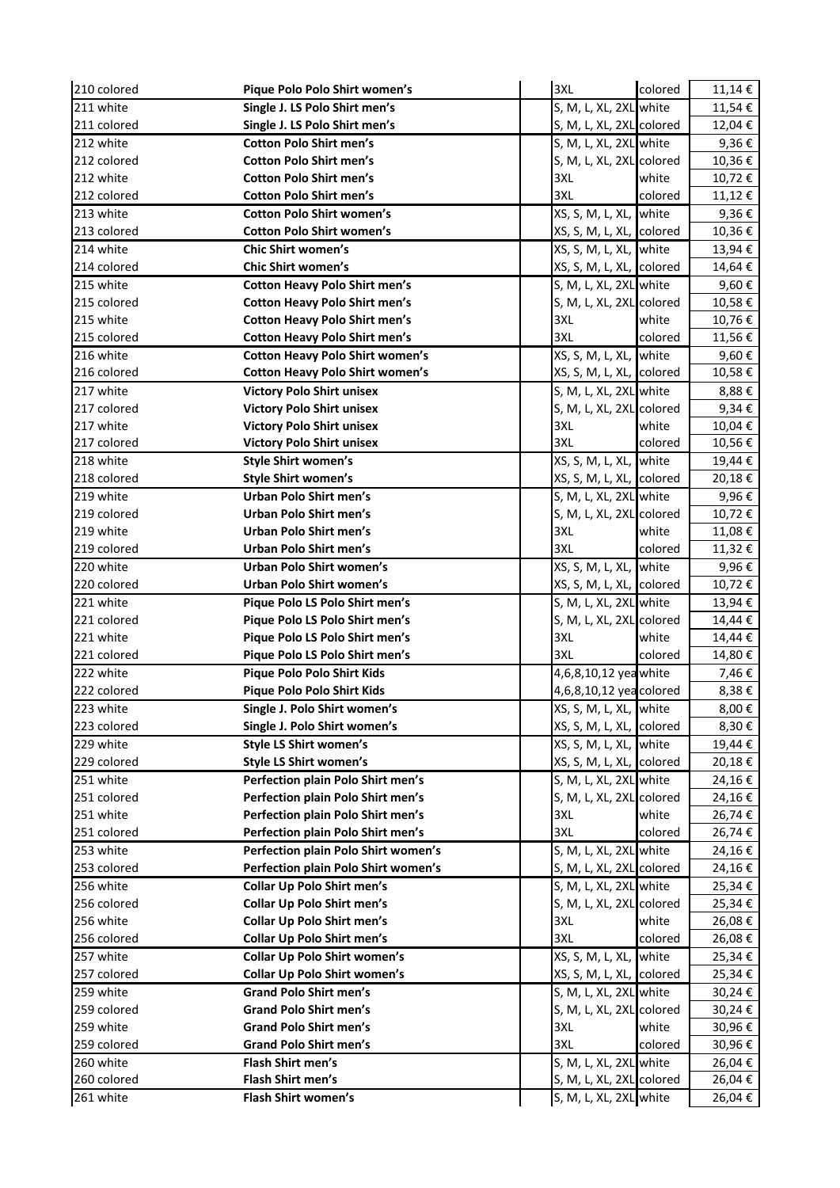| | | | | | |
|---|---|---|---|---|---|
| 210 colored | **Pique Polo Polo Shirt women's** | | 3XL | colored | 11,14 € |
| 211 white | **Single J. LS Polo Shirt men's** | | S, M, L, XL, 2XL | white | 11,54 € |
| 211 colored | **Single J. LS Polo Shirt men's** | | S, M, L, XL, 2XL | colored | 12,04 € |
| 212 white | **Cotton Polo Shirt men's** | | S, M, L, XL, 2XL | white | 9,36 € |
| 212 colored | **Cotton Polo Shirt men's** | | S, M, L, XL, 2XL | colored | 10,36 € |
| 212 white | **Cotton Polo Shirt men's** | | 3XL | white | 10,72 € |
| 212 colored | **Cotton Polo Shirt men's** | | 3XL | colored | 11,12 € |
| 213 white | **Cotton Polo Shirt women's** | | XS, S, M, L, XL, | white | 9,36 € |
| 213 colored | **Cotton Polo Shirt women's** | | XS, S, M, L, XL, | colored | 10,36 € |
| 214 white | **Chic Shirt women's** | | XS, S, M, L, XL, | white | 13,94 € |
| 214 colored | **Chic Shirt women's** | | XS, S, M, L, XL, | colored | 14,64 € |
| 215 white | **Cotton Heavy Polo Shirt men's** | | S, M, L, XL, 2XL | white | 9,60 € |
| 215 colored | **Cotton Heavy Polo Shirt men's** | | S, M, L, XL, 2XL | colored | 10,58 € |
| 215 white | **Cotton Heavy Polo Shirt men's** | | 3XL | white | 10,76 € |
| 215 colored | **Cotton Heavy Polo Shirt men's** | | 3XL | colored | 11,56 € |
| 216 white | **Cotton Heavy Polo Shirt women's** | | XS, S, M, L, XL, | white | 9,60 € |
| 216 colored | **Cotton Heavy Polo Shirt women's** | | XS, S, M, L, XL, | colored | 10,58 € |
| 217 white | **Victory Polo Shirt unisex** | | S, M, L, XL, 2XL | white | 8,88 € |
| 217 colored | **Victory Polo Shirt unisex** | | S, M, L, XL, 2XL | colored | 9,34 € |
| 217 white | **Victory Polo Shirt unisex** | | 3XL | white | 10,04 € |
| 217 colored | **Victory Polo Shirt unisex** | | 3XL | colored | 10,56 € |
| 218 white | **Style Shirt women's** | | XS, S, M, L, XL, | white | 19,44 € |
| 218 colored | **Style Shirt women's** | | XS, S, M, L, XL, | colored | 20,18 € |
| 219 white | **Urban Polo Shirt men's** | | S, M, L, XL, 2XL | white | 9,96 € |
| 219 colored | **Urban Polo Shirt men's** | | S, M, L, XL, 2XL | colored | 10,72 € |
| 219 white | **Urban Polo Shirt men's** | | 3XL | white | 11,08 € |
| 219 colored | **Urban Polo Shirt men's** | | 3XL | colored | 11,32 € |
| 220 white | **Urban Polo Shirt women's** | | XS, S, M, L, XL, | white | 9,96 € |
| 220 colored | **Urban Polo Shirt women's** | | XS, S, M, L, XL, | colored | 10,72 € |
| 221 white | **Pique Polo LS Polo Shirt men's** | | S, M, L, XL, 2XL | white | 13,94 € |
| 221 colored | **Pique Polo LS Polo Shirt men's** | | S, M, L, XL, 2XL | colored | 14,44 € |
| 221 white | **Pique Polo LS Polo Shirt men's** | | 3XL | white | 14,44 € |
| 221 colored | **Pique Polo LS Polo Shirt men's** | | 3XL | colored | 14,80 € |
| 222 white | **Pique Polo Polo Shirt Kids** | | 4,6,8,10,12 yea | white | 7,46 € |
| 222 colored | **Pique Polo Polo Shirt Kids** | | 4,6,8,10,12 yea | colored | 8,38 € |
| 223 white | **Single J. Polo Shirt women's** | | XS, S, M, L, XL, | white | 8,00 € |
| 223 colored | **Single J. Polo Shirt women's** | | XS, S, M, L, XL, | colored | 8,30 € |
| 229 white | **Style LS Shirt women's** | | XS, S, M, L, XL, | white | 19,44 € |
| 229 colored | **Style LS Shirt women's** | | XS, S, M, L, XL, | colored | 20,18 € |
| 251 white | **Perfection plain Polo Shirt men's** | | S, M, L, XL, 2XL | white | 24,16 € |
| 251 colored | **Perfection plain Polo Shirt men's** | | S, M, L, XL, 2XL | colored | 24,16 € |
| 251 white | **Perfection plain Polo Shirt men's** | | 3XL | white | 26,74 € |
| 251 colored | **Perfection plain Polo Shirt men's** | | 3XL | colored | 26,74 € |
| 253 white | **Perfection plain Polo Shirt women's** | | S, M, L, XL, 2XL | white | 24,16 € |
| 253 colored | **Perfection plain Polo Shirt women's** | | S, M, L, XL, 2XL | colored | 24,16 € |
| 256 white | **Collar Up Polo Shirt men's** | | S, M, L, XL, 2XL | white | 25,34 € |
| 256 colored | **Collar Up Polo Shirt men's** | | S, M, L, XL, 2XL | colored | 25,34 € |
| 256 white | **Collar Up Polo Shirt men's** | | 3XL | white | 26,08 € |
| 256 colored | **Collar Up Polo Shirt men's** | | 3XL | colored | 26,08 € |
| 257 white | **Collar Up Polo Shirt women's** | | XS, S, M, L, XL, | white | 25,34 € |
| 257 colored | **Collar Up Polo Shirt women's** | | XS, S, M, L, XL, | colored | 25,34 € |
| 259 white | **Grand Polo Shirt men's** | | S, M, L, XL, 2XL | white | 30,24 € |
| 259 colored | **Grand Polo Shirt men's** | | S, M, L, XL, 2XL | colored | 30,24 € |
| 259 white | **Grand Polo Shirt men's** | | 3XL | white | 30,96 € |
| 259 colored | **Grand Polo Shirt men's** | | 3XL | colored | 30,96 € |
| 260 white | **Flash Shirt men's** | | S, M, L, XL, 2XL | white | 26,04 € |
| 260 colored | **Flash Shirt men's** | | S, M, L, XL, 2XL | colored | 26,04 € |
| 261 white | **Flash Shirt women's** | | S, M, L, XL, 2XL | white | 26,04 € |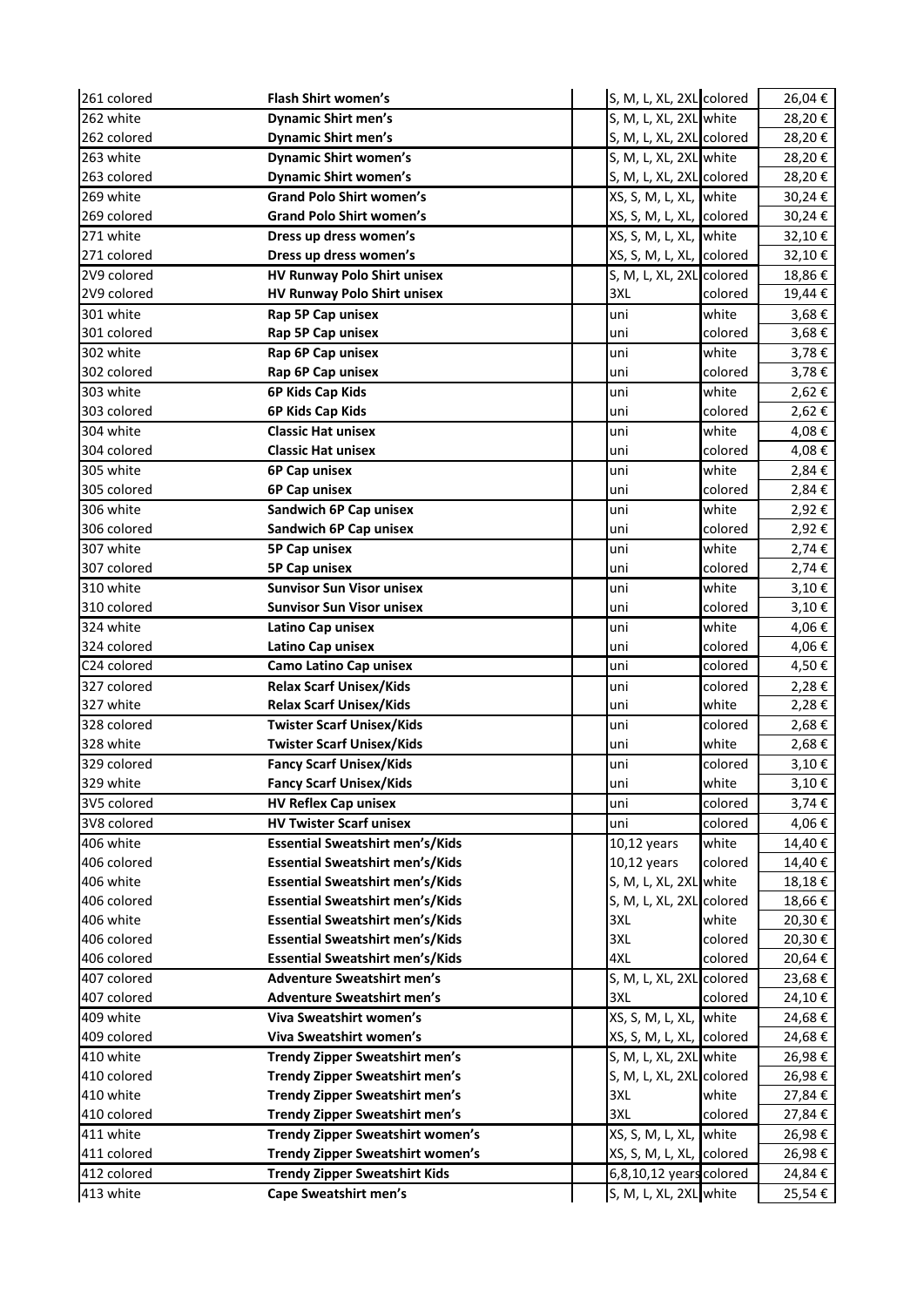| | | | | | |
|---|---|---|---|---|---|
| 261 colored | **Flash Shirt women's** | | S, M, L, XL, 2XL | colored | 26,04 € |
| 262 white | **Dynamic Shirt men's** | | S, M, L, XL, 2XL | white | 28,20 € |
| 262 colored | **Dynamic Shirt men's** | | S, M, L, XL, 2XL | colored | 28,20 € |
| 263 white | **Dynamic Shirt women's** | | S, M, L, XL, 2XL | white | 28,20 € |
| 263 colored | **Dynamic Shirt women's** | | S, M, L, XL, 2XL | colored | 28,20 € |
| 269 white | **Grand Polo Shirt women's** | | XS, S, M, L, XL, | white | 30,24 € |
| 269 colored | **Grand Polo Shirt women's** | | XS, S, M, L, XL, | colored | 30,24 € |
| 271 white | **Dress up dress women's** | | XS, S, M, L, XL, | white | 32,10 € |
| 271 colored | **Dress up dress women's** | | XS, S, M, L, XL, | colored | 32,10 € |
| 2V9 colored | **HV Runway Polo Shirt unisex** | | S, M, L, XL, 2XL | colored | 18,86 € |
| 2V9 colored | **HV Runway Polo Shirt unisex** | | 3XL | colored | 19,44 € |
| 301 white | **Rap 5P Cap unisex** | | uni | white | 3,68 € |
| 301 colored | **Rap 5P Cap unisex** | | uni | colored | 3,68 € |
| 302 white | **Rap 6P Cap unisex** | | uni | white | 3,78 € |
| 302 colored | **Rap 6P Cap unisex** | | uni | colored | 3,78 € |
| 303 white | **6P Kids Cap Kids** | | uni | white | 2,62 € |
| 303 colored | **6P Kids Cap Kids** | | uni | colored | 2,62 € |
| 304 white | **Classic Hat unisex** | | uni | white | 4,08 € |
| 304 colored | **Classic Hat unisex** | | uni | colored | 4,08 € |
| 305 white | **6P Cap unisex** | | uni | white | 2,84 € |
| 305 colored | **6P Cap unisex** | | uni | colored | 2,84 € |
| 306 white | **Sandwich 6P Cap unisex** | | uni | white | 2,92 € |
| 306 colored | **Sandwich 6P Cap unisex** | | uni | colored | 2,92 € |
| 307 white | **5P Cap unisex** | | uni | white | 2,74 € |
| 307 colored | **5P Cap unisex** | | uni | colored | 2,74 € |
| 310 white | **Sunvisor Sun Visor unisex** | | uni | white | 3,10 € |
| 310 colored | **Sunvisor Sun Visor unisex** | | uni | colored | 3,10 € |
| 324 white | **Latino Cap unisex** | | uni | white | 4,06 € |
| 324 colored | **Latino Cap unisex** | | uni | colored | 4,06 € |
| C24 colored | **Camo Latino Cap unisex** | | uni | colored | 4,50 € |
| 327 colored | **Relax Scarf Unisex/Kids** | | uni | colored | 2,28 € |
| 327 white | **Relax Scarf Unisex/Kids** | | uni | white | 2,28 € |
| 328 colored | **Twister Scarf Unisex/Kids** | | uni | colored | 2,68 € |
| 328 white | **Twister Scarf Unisex/Kids** | | uni | white | 2,68 € |
| 329 colored | **Fancy Scarf Unisex/Kids** | | uni | colored | 3,10 € |
| 329 white | **Fancy Scarf Unisex/Kids** | | uni | white | 3,10 € |
| 3V5 colored | **HV Reflex Cap unisex** | | uni | colored | 3,74 € |
| 3V8 colored | **HV Twister Scarf unisex** | | uni | colored | 4,06 € |
| 406 white | **Essential Sweatshirt men's/Kids** | | 10,12 years | white | 14,40 € |
| 406 colored | **Essential Sweatshirt men's/Kids** | | 10,12 years | colored | 14,40 € |
| 406 white | **Essential Sweatshirt men's/Kids** | | S, M, L, XL, 2XL | white | 18,18 € |
| 406 colored | **Essential Sweatshirt men's/Kids** | | S, M, L, XL, 2XL | colored | 18,66 € |
| 406 white | **Essential Sweatshirt men's/Kids** | | 3XL | white | 20,30 € |
| 406 colored | **Essential Sweatshirt men's/Kids** | | 3XL | colored | 20,30 € |
| 406 colored | **Essential Sweatshirt men's/Kids** | | 4XL | colored | 20,64 € |
| 407 colored | **Adventure Sweatshirt men's** | | S, M, L, XL, 2XL | colored | 23,68 € |
| 407 colored | **Adventure Sweatshirt men's** | | 3XL | colored | 24,10 € |
| 409 white | **Viva Sweatshirt women's** | | XS, S, M, L, XL, | white | 24,68 € |
| 409 colored | **Viva Sweatshirt women's** | | XS, S, M, L, XL, | colored | 24,68 € |
| 410 white | **Trendy Zipper Sweatshirt men's** | | S, M, L, XL, 2XL | white | 26,98 € |
| 410 colored | **Trendy Zipper Sweatshirt men's** | | S, M, L, XL, 2XL | colored | 26,98 € |
| 410 white | **Trendy Zipper Sweatshirt men's** | | 3XL | white | 27,84 € |
| 410 colored | **Trendy Zipper Sweatshirt men's** | | 3XL | colored | 27,84 € |
| 411 white | **Trendy Zipper Sweatshirt women's** | | XS, S, M, L, XL, | white | 26,98 € |
| 411 colored | **Trendy Zipper Sweatshirt women's** | | XS, S, M, L, XL, | colored | 26,98 € |
| 412 colored | **Trendy Zipper Sweatshirt Kids** | | 6,8,10,12 years | colored | 24,84 € |
| 413 white | **Cape Sweatshirt men's** | | S, M, L, XL, 2XL | white | 25,54 € |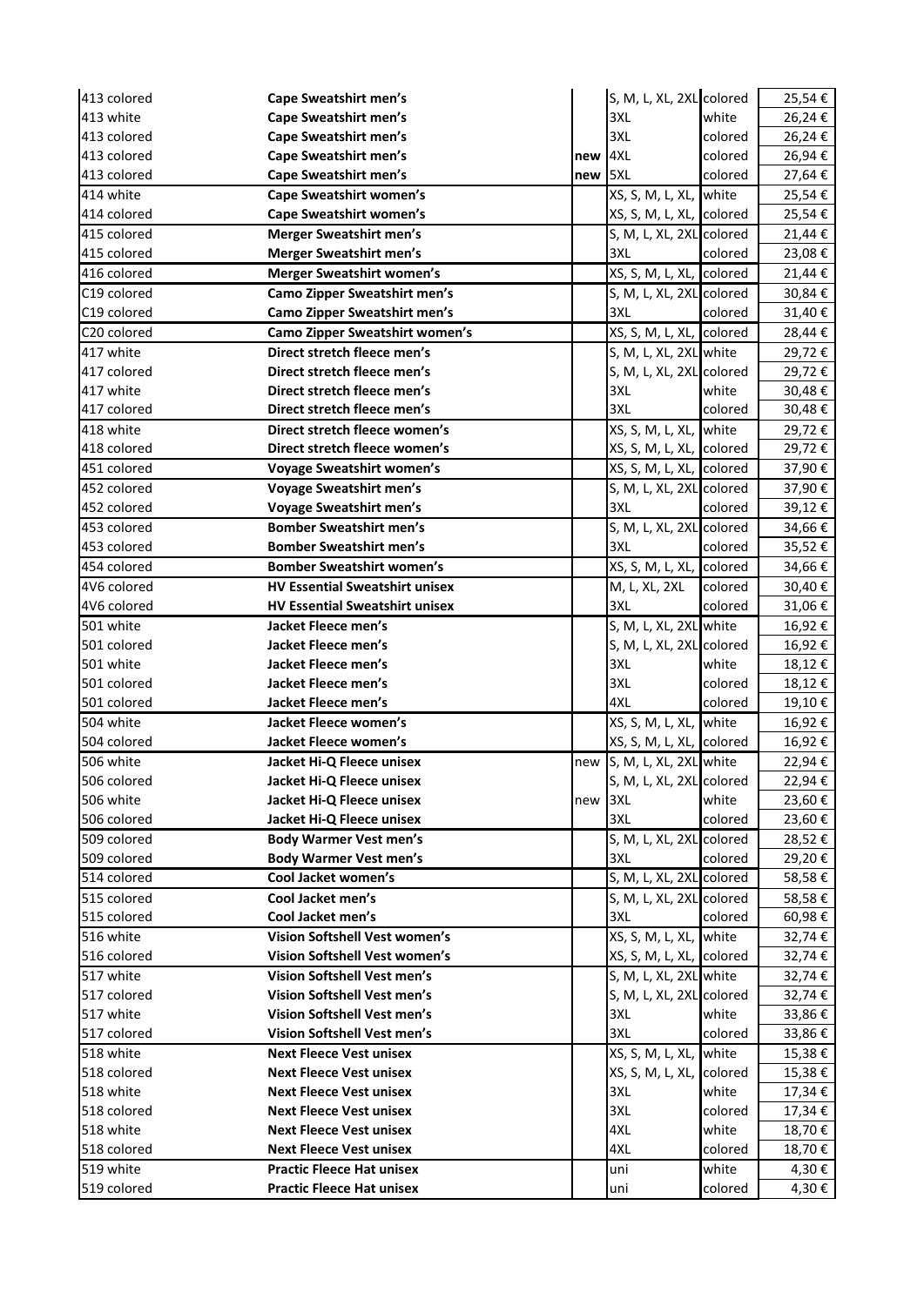| | | | | | |
|---|---|---|---|---|---|
| 413 colored | **Cape Sweatshirt men's** | | S, M, L, XL, 2XL | colored | 25,54 € |
| 413 white | **Cape Sweatshirt men's** | | 3XL | white | 26,24 € |
| 413 colored | **Cape Sweatshirt men's** | | 3XL | colored | 26,24 € |
| 413 colored | **Cape Sweatshirt men's** | **new** | 4XL | colored | 26,94 € |
| 413 colored | **Cape Sweatshirt men's** | **new** | 5XL | colored | 27,64 € |
| 414 white | **Cape Sweatshirt women's** | | XS, S, M, L, XL, | white | 25,54 € |
| 414 colored | **Cape Sweatshirt women's** | | XS, S, M, L, XL, | colored | 25,54 € |
| 415 colored | **Merger Sweatshirt men's** | | S, M, L, XL, 2XL | colored | 21,44 € |
| 415 colored | **Merger Sweatshirt men's** | | 3XL | colored | 23,08 € |
| 416 colored | **Merger Sweatshirt women's** | | XS, S, M, L, XL, | colored | 21,44 € |
| C19 colored | **Camo Zipper Sweatshirt men's** | | S, M, L, XL, 2XL | colored | 30,84 € |
| C19 colored | **Camo Zipper Sweatshirt men's** | | 3XL | colored | 31,40 € |
| C20 colored | **Camo Zipper Sweatshirt women's** | | XS, S, M, L, XL, | colored | 28,44 € |
| 417 white | **Direct stretch fleece men's** | | S, M, L, XL, 2XL | white | 29,72 € |
| 417 colored | **Direct stretch fleece men's** | | S, M, L, XL, 2XL | colored | 29,72 € |
| 417 white | **Direct stretch fleece men's** | | 3XL | white | 30,48 € |
| 417 colored | **Direct stretch fleece men's** | | 3XL | colored | 30,48 € |
| 418 white | **Direct stretch fleece women's** | | XS, S, M, L, XL, | white | 29,72 € |
| 418 colored | **Direct stretch fleece women's** | | XS, S, M, L, XL, | colored | 29,72 € |
| 451 colored | **Voyage Sweatshirt women's** | | XS, S, M, L, XL, | colored | 37,90 € |
| 452 colored | **Voyage Sweatshirt men's** | | S, M, L, XL, 2XL | colored | 37,90 € |
| 452 colored | **Voyage Sweatshirt men's** | | 3XL | colored | 39,12 € |
| 453 colored | **Bomber Sweatshirt men's** | | S, M, L, XL, 2XL | colored | 34,66 € |
| 453 colored | **Bomber Sweatshirt men's** | | 3XL | colored | 35,52 € |
| 454 colored | **Bomber Sweatshirt women's** | | XS, S, M, L, XL, | colored | 34,66 € |
| 4V6 colored | **HV Essential Sweatshirt unisex** | | M, L, XL, 2XL | colored | 30,40 € |
| 4V6 colored | **HV Essential Sweatshirt unisex** | | 3XL | colored | 31,06 € |
| 501 white | **Jacket Fleece men's** | | S, M, L, XL, 2XL | white | 16,92 € |
| 501 colored | **Jacket Fleece men's** | | S, M, L, XL, 2XL | colored | 16,92 € |
| 501 white | **Jacket Fleece men's** | | 3XL | white | 18,12 € |
| 501 colored | **Jacket Fleece men's** | | 3XL | colored | 18,12 € |
| 501 colored | **Jacket Fleece men's** | | 4XL | colored | 19,10 € |
| 504 white | **Jacket Fleece women's** | | XS, S, M, L, XL, | white | 16,92 € |
| 504 colored | **Jacket Fleece women's** | | XS, S, M, L, XL, | colored | 16,92 € |
| 506 white | **Jacket Hi-Q Fleece unisex** | new | S, M, L, XL, 2XL | white | 22,94 € |
| 506 colored | **Jacket Hi-Q Fleece unisex** | | S, M, L, XL, 2XL | colored | 22,94 € |
| 506 white | **Jacket Hi-Q Fleece unisex** | new | 3XL | white | 23,60 € |
| 506 colored | **Jacket Hi-Q Fleece unisex** | | 3XL | colored | 23,60 € |
| 509 colored | **Body Warmer Vest men's** | | S, M, L, XL, 2XL | colored | 28,52 € |
| 509 colored | **Body Warmer Vest men's** | | 3XL | colored | 29,20 € |
| 514 colored | **Cool Jacket women's** | | S, M, L, XL, 2XL | colored | 58,58 € |
| 515 colored | **Cool Jacket men's** | | S, M, L, XL, 2XL | colored | 58,58 € |
| 515 colored | **Cool Jacket men's** | | 3XL | colored | 60,98 € |
| 516 white | **Vision Softshell Vest women's** | | XS, S, M, L, XL, | white | 32,74 € |
| 516 colored | **Vision Softshell Vest women's** | | XS, S, M, L, XL, | colored | 32,74 € |
| 517 white | **Vision Softshell Vest men's** | | S, M, L, XL, 2XL | white | 32,74 € |
| 517 colored | **Vision Softshell Vest men's** | | S, M, L, XL, 2XL | colored | 32,74 € |
| 517 white | **Vision Softshell Vest men's** | | 3XL | white | 33,86 € |
| 517 colored | **Vision Softshell Vest men's** | | 3XL | colored | 33,86 € |
| 518 white | **Next Fleece Vest unisex** | | XS, S, M, L, XL, | white | 15,38 € |
| 518 colored | **Next Fleece Vest unisex** | | XS, S, M, L, XL, | colored | 15,38 € |
| 518 white | **Next Fleece Vest unisex** | | 3XL | white | 17,34 € |
| 518 colored | **Next Fleece Vest unisex** | | 3XL | colored | 17,34 € |
| 518 white | **Next Fleece Vest unisex** | | 4XL | white | 18,70 € |
| 518 colored | **Next Fleece Vest unisex** | | 4XL | colored | 18,70 € |
| 519 white | **Practic Fleece Hat unisex** | | uni | white | 4,30 € |
| 519 colored | **Practic Fleece Hat unisex** | | uni | colored | 4,30 € |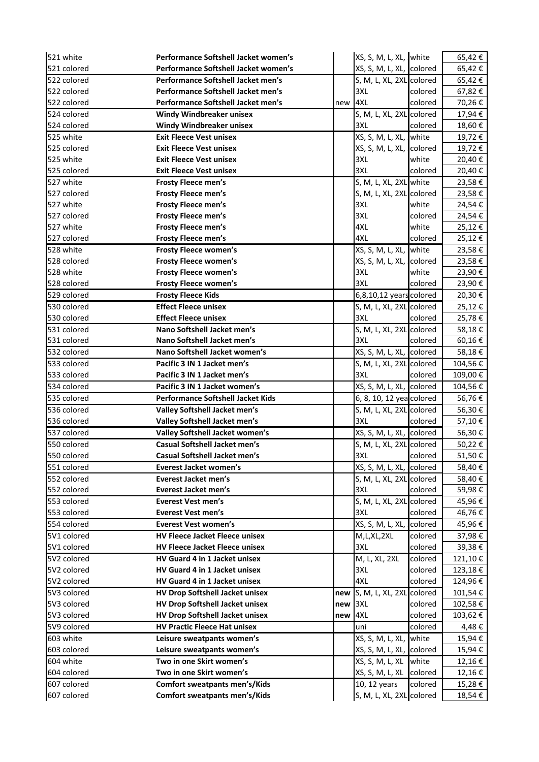| | | | | | |
|---|---|---|---|---|---|
| 521 white | **Performance Softshell Jacket women's** | | XS, S, M, L, XL, | white | 65,42 € |
| 521 colored | **Performance Softshell Jacket women's** | | XS, S, M, L, XL, | colored | 65,42 € |
| 522 colored | **Performance Softshell Jacket men's** | | S, M, L, XL, 2XL | colored | 65,42 € |
| 522 colored | **Performance Softshell Jacket men's** | | 3XL | colored | 67,82 € |
| 522 colored | **Performance Softshell Jacket men's** | new | 4XL | colored | 70,26 € |
| 524 colored | **Windy Windbreaker unisex** | | S, M, L, XL, 2XL | colored | 17,94 € |
| 524 colored | **Windy Windbreaker unisex** | | 3XL | colored | 18,60 € |
| 525 white | **Exit Fleece Vest unisex** | | XS, S, M, L, XL, | white | 19,72 € |
| 525 colored | **Exit Fleece Vest unisex** | | XS, S, M, L, XL, | colored | 19,72 € |
| 525 white | **Exit Fleece Vest unisex** | | 3XL | white | 20,40 € |
| 525 colored | **Exit Fleece Vest unisex** | | 3XL | colored | 20,40 € |
| 527 white | **Frosty Fleece men's** | | S, M, L, XL, 2XL | white | 23,58 € |
| 527 colored | **Frosty Fleece men's** | | S, M, L, XL, 2XL | colored | 23,58 € |
| 527 white | **Frosty Fleece men's** | | 3XL | white | 24,54 € |
| 527 colored | **Frosty Fleece men's** | | 3XL | colored | 24,54 € |
| 527 white | **Frosty Fleece men's** | | 4XL | white | 25,12 € |
| 527 colored | **Frosty Fleece men's** | | 4XL | colored | 25,12 € |
| 528 white | **Frosty Fleece women's** | | XS, S, M, L, XL, | white | 23,58 € |
| 528 colored | **Frosty Fleece women's** | | XS, S, M, L, XL, | colored | 23,58 € |
| 528 white | **Frosty Fleece women's** | | 3XL | white | 23,90 € |
| 528 colored | **Frosty Fleece women's** | | 3XL | colored | 23,90 € |
| 529 colored | **Frosty Fleece Kids** | | 6,8,10,12 years | colored | 20,30 € |
| 530 colored | **Effect Fleece unisex** | | S, M, L, XL, 2XL | colored | 25,12 € |
| 530 colored | **Effect Fleece unisex** | | 3XL | colored | 25,78 € |
| 531 colored | **Nano Softshell Jacket men's** | | S, M, L, XL, 2XL | colored | 58,18 € |
| 531 colored | **Nano Softshell Jacket men's** | | 3XL | colored | 60,16 € |
| 532 colored | **Nano Softshell Jacket women's** | | XS, S, M, L, XL, | colored | 58,18 € |
| 533 colored | **Pacific 3 IN 1 Jacket men's** | | S, M, L, XL, 2XL | colored | 104,56 € |
| 533 colored | **Pacific 3 IN 1 Jacket men's** | | 3XL | colored | 109,00 € |
| 534 colored | **Pacific 3 IN 1 Jacket women's** | | XS, S, M, L, XL, | colored | 104,56 € |
| 535 colored | **Performance Softshell Jacket Kids** | | 6, 8, 10, 12 yea | colored | 56,76 € |
| 536 colored | **Valley Softshell Jacket men's** | | S, M, L, XL, 2XL | colored | 56,30 € |
| 536 colored | **Valley Softshell Jacket men's** | | 3XL | colored | 57,10 € |
| 537 colored | **Valley Softshell Jacket women's** | | XS, S, M, L, XL, | colored | 56,30 € |
| 550 colored | **Casual Softshell Jacket men's** | | S, M, L, XL, 2XL | colored | 50,22 € |
| 550 colored | **Casual Softshell Jacket men's** | | 3XL | colored | 51,50 € |
| 551 colored | **Everest Jacket women's** | | XS, S, M, L, XL, | colored | 58,40 € |
| 552 colored | **Everest Jacket men's** | | S, M, L, XL, 2XL | colored | 58,40 € |
| 552 colored | **Everest Jacket men's** | | 3XL | colored | 59,98 € |
| 553 colored | **Everest Vest men's** | | S, M, L, XL, 2XL | colored | 45,96 € |
| 553 colored | **Everest Vest men's** | | 3XL | colored | 46,76 € |
| 554 colored | **Everest Vest women's** | | XS, S, M, L, XL, | colored | 45,96 € |
| 5V1 colored | **HV Fleece Jacket Fleece unisex** | | M,L,XL,2XL | colored | 37,98 € |
| 5V1 colored | **HV Fleece Jacket Fleece unisex** | | 3XL | colored | 39,38 € |
| 5V2 colored | **HV Guard 4 in 1 Jacket unisex** | | M, L, XL, 2XL | colored | 121,10 € |
| 5V2 colored | **HV Guard 4 in 1 Jacket unisex** | | 3XL | colored | 123,18 € |
| 5V2 colored | **HV Guard 4 in 1 Jacket unisex** | | 4XL | colored | 124,96 € |
| 5V3 colored | **HV Drop Softshell Jacket unisex** | **new** | S, M, L, XL, 2XL | colored | 101,54 € |
| 5V3 colored | **HV Drop Softshell Jacket unisex** | **new** | 3XL | colored | 102,58 € |
| 5V3 colored | **HV Drop Softshell Jacket unisex** | **new** | 4XL | colored | 103,62 € |
| 5V9 colored | **HV Practic Fleece Hat unisex** | | uni | colored | 4,48 € |
| 603 white | **Leisure sweatpants women's** | | XS, S, M, L, XL, | white | 15,94 € |
| 603 colored | **Leisure sweatpants women's** | | XS, S, M, L, XL, | colored | 15,94 € |
| 604 white | **Two in one Skirt women's** | | XS, S, M, L, XL | white | 12,16 € |
| 604 colored | **Two in one Skirt women's** | | XS, S, M, L, XL | colored | 12,16 € |
| 607 colored | **Comfort sweatpants men's/Kids** | | 10, 12 years | colored | 15,28 € |
| 607 colored | **Comfort sweatpants men's/Kids** | | S, M, L, XL, 2XL | colored | 18,54 € |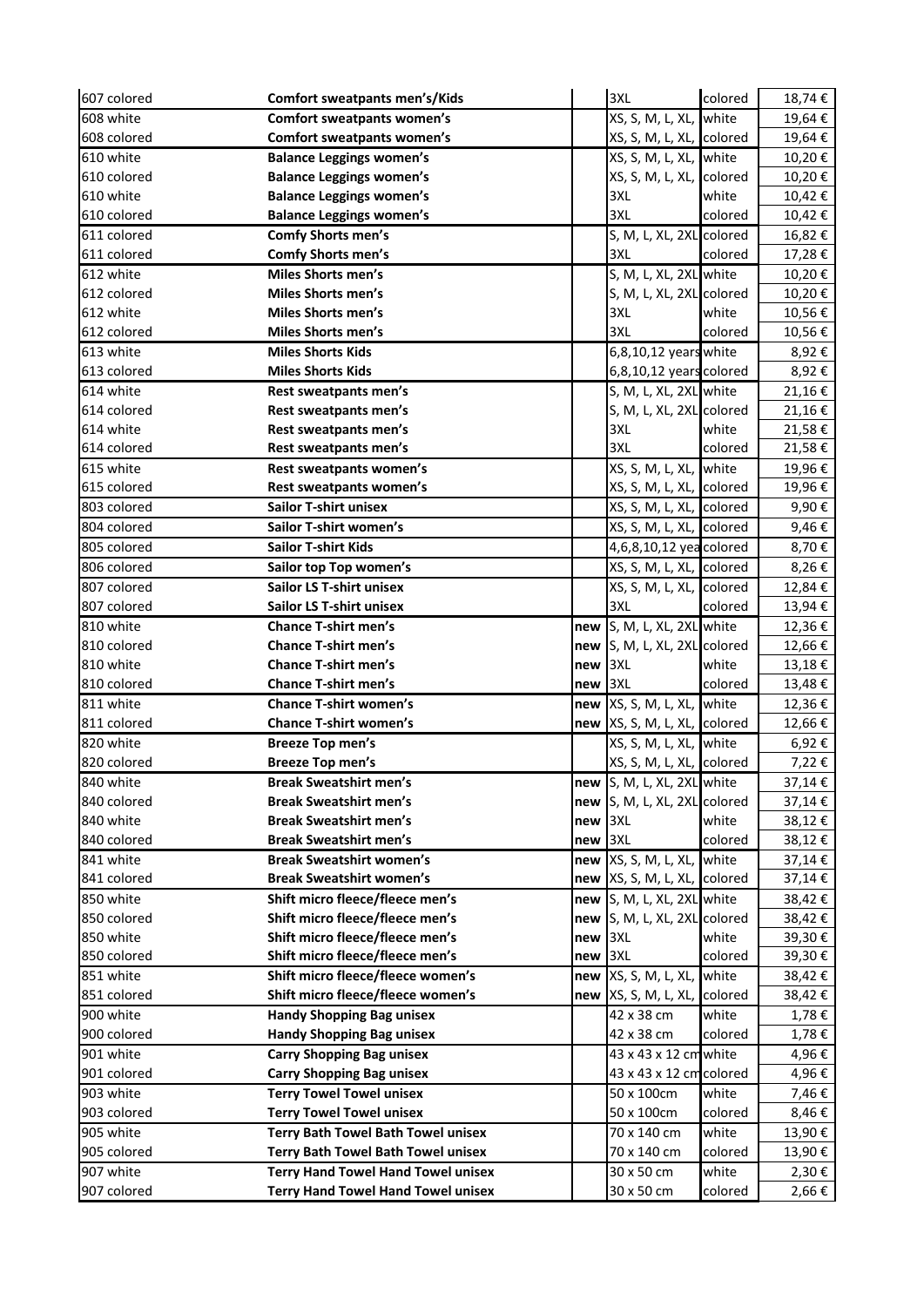| | | | | | |
|---|---|---|---|---|---|
| 607 colored | **Comfort sweatpants men's/Kids** | | 3XL | colored | 18,74 € |
| 608 white | **Comfort sweatpants women's** | | XS, S, M, L, XL, | white | 19,64 € |
| 608 colored | **Comfort sweatpants women's** | | XS, S, M, L, XL, | colored | 19,64 € |
| 610 white | **Balance Leggings women's** | | XS, S, M, L, XL, | white | 10,20 € |
| 610 colored | **Balance Leggings women's** | | XS, S, M, L, XL, | colored | 10,20 € |
| 610 white | **Balance Leggings women's** | | 3XL | white | 10,42 € |
| 610 colored | **Balance Leggings women's** | | 3XL | colored | 10,42 € |
| 611 colored | **Comfy Shorts men's** | | S, M, L, XL, 2XL | colored | 16,82 € |
| 611 colored | **Comfy Shorts men's** | | 3XL | colored | 17,28 € |
| 612 white | **Miles Shorts men's** | | S, M, L, XL, 2XL | white | 10,20 € |
| 612 colored | **Miles Shorts men's** | | S, M, L, XL, 2XL | colored | 10,20 € |
| 612 white | **Miles Shorts men's** | | 3XL | white | 10,56 € |
| 612 colored | **Miles Shorts men's** | | 3XL | colored | 10,56 € |
| 613 white | **Miles Shorts Kids** | | 6,8,10,12 years | white | 8,92 € |
| 613 colored | **Miles Shorts Kids** | | 6,8,10,12 years | colored | 8,92 € |
| 614 white | **Rest sweatpants men's** | | S, M, L, XL, 2XL | white | 21,16 € |
| 614 colored | **Rest sweatpants men's** | | S, M, L, XL, 2XL | colored | 21,16 € |
| 614 white | **Rest sweatpants men's** | | 3XL | white | 21,58 € |
| 614 colored | **Rest sweatpants men's** | | 3XL | colored | 21,58 € |
| 615 white | **Rest sweatpants women's** | | XS, S, M, L, XL, | white | 19,96 € |
| 615 colored | **Rest sweatpants women's** | | XS, S, M, L, XL, | colored | 19,96 € |
| 803 colored | **Sailor T-shirt unisex** | | XS, S, M, L, XL, | colored | 9,90 € |
| 804 colored | **Sailor T-shirt women's** | | XS, S, M, L, XL, | colored | 9,46 € |
| 805 colored | **Sailor T-shirt Kids** | | 4,6,8,10,12 yea | colored | 8,70 € |
| 806 colored | **Sailor top Top women's** | | XS, S, M, L, XL, | colored | 8,26 € |
| 807 colored | **Sailor LS T-shirt unisex** | | XS, S, M, L, XL, | colored | 12,84 € |
| 807 colored | **Sailor LS T-shirt unisex** | | 3XL | colored | 13,94 € |
| 810 white | **Chance T-shirt men's** | **new** | S, M, L, XL, 2XL | white | 12,36 € |
| 810 colored | **Chance T-shirt men's** | **new** | S, M, L, XL, 2XL | colored | 12,66 € |
| 810 white | **Chance T-shirt men's** | **new** | 3XL | white | 13,18 € |
| 810 colored | **Chance T-shirt men's** | **new** | 3XL | colored | 13,48 € |
| 811 white | **Chance T-shirt women's** | **new** | XS, S, M, L, XL, | white | 12,36 € |
| 811 colored | **Chance T-shirt women's** | **new** | XS, S, M, L, XL, | colored | 12,66 € |
| 820 white | **Breeze Top men's** | | XS, S, M, L, XL, | white | 6,92 € |
| 820 colored | **Breeze Top men's** | | XS, S, M, L, XL, | colored | 7,22 € |
| 840 white | **Break Sweatshirt men's** | **new** | S, M, L, XL, 2XL | white | 37,14 € |
| 840 colored | **Break Sweatshirt men's** | **new** | S, M, L, XL, 2XL | colored | 37,14 € |
| 840 white | **Break Sweatshirt men's** | **new** | 3XL | white | 38,12 € |
| 840 colored | **Break Sweatshirt men's** | **new** | 3XL | colored | 38,12 € |
| 841 white | **Break Sweatshirt women's** | **new** | XS, S, M, L, XL, | white | 37,14 € |
| 841 colored | **Break Sweatshirt women's** | **new** | XS, S, M, L, XL, | colored | 37,14 € |
| 850 white | **Shift micro fleece/fleece men's** | **new** | S, M, L, XL, 2XL | white | 38,42 € |
| 850 colored | **Shift micro fleece/fleece men's** | **new** | S, M, L, XL, 2XL | colored | 38,42 € |
| 850 white | **Shift micro fleece/fleece men's** | **new** | 3XL | white | 39,30 € |
| 850 colored | **Shift micro fleece/fleece men's** | **new** | 3XL | colored | 39,30 € |
| 851 white | **Shift micro fleece/fleece women's** | **new** | XS, S, M, L, XL, | white | 38,42 € |
| 851 colored | **Shift micro fleece/fleece women's** | **new** | XS, S, M, L, XL, | colored | 38,42 € |
| 900 white | **Handy Shopping Bag unisex** | | 42 x 38 cm | white | 1,78 € |
| 900 colored | **Handy Shopping Bag unisex** | | 42 x 38 cm | colored | 1,78 € |
| 901 white | **Carry Shopping Bag unisex** | | 43 x 43 x 12 cm | white | 4,96 € |
| 901 colored | **Carry Shopping Bag unisex** | | 43 x 43 x 12 cm | colored | 4,96 € |
| 903 white | **Terry Towel Towel unisex** | | 50 x 100cm | white | 7,46 € |
| 903 colored | **Terry Towel Towel unisex** | | 50 x 100cm | colored | 8,46 € |
| 905 white | **Terry Bath Towel Bath Towel unisex** | | 70 x 140 cm | white | 13,90 € |
| 905 colored | **Terry Bath Towel Bath Towel unisex** | | 70 x 140 cm | colored | 13,90 € |
| 907 white | **Terry Hand Towel Hand Towel unisex** | | 30 x 50 cm | white | 2,30 € |
| 907 colored | **Terry Hand Towel Hand Towel unisex** | | 30 x 50 cm | colored | 2,66 € |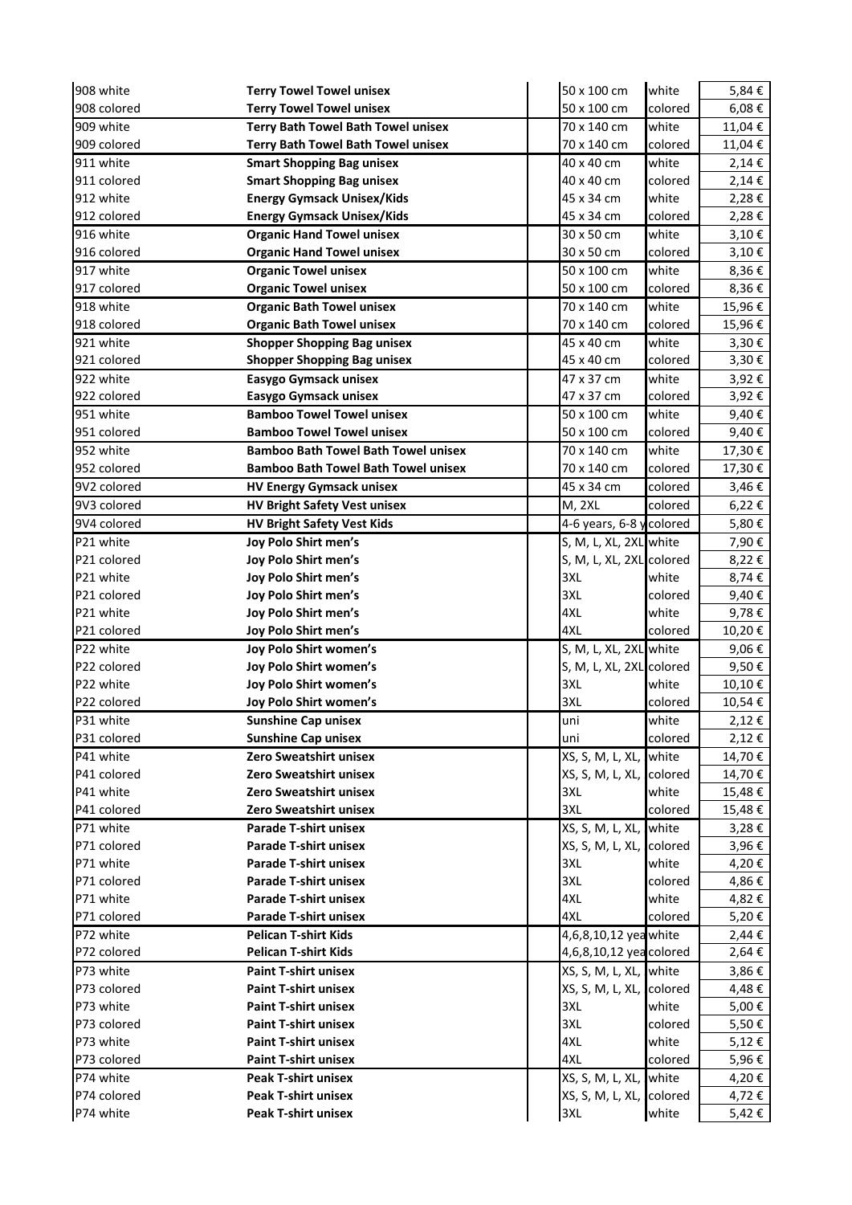| | | | | | |
|---|---|---|---|---|---|
| 908 white | **Terry Towel Towel unisex** | | 50 x 100 cm | white | 5,84 € |
| 908 colored | **Terry Towel Towel unisex** | | 50 x 100 cm | colored | 6,08 € |
| 909 white | **Terry Bath Towel Bath Towel unisex** | | 70 x 140 cm | white | 11,04 € |
| 909 colored | **Terry Bath Towel Bath Towel unisex** | | 70 x 140 cm | colored | 11,04 € |
| 911 white | **Smart Shopping Bag unisex** | | 40 x 40 cm | white | 2,14 € |
| 911 colored | **Smart Shopping Bag unisex** | | 40 x 40 cm | colored | 2,14 € |
| 912 white | **Energy Gymsack Unisex/Kids** | | 45 x 34 cm | white | 2,28 € |
| 912 colored | **Energy Gymsack Unisex/Kids** | | 45 x 34 cm | colored | 2,28 € |
| 916 white | **Organic Hand Towel unisex** | | 30 x 50 cm | white | 3,10 € |
| 916 colored | **Organic Hand Towel unisex** | | 30 x 50 cm | colored | 3,10 € |
| 917 white | **Organic Towel unisex** | | 50 x 100 cm | white | 8,36 € |
| 917 colored | **Organic Towel unisex** | | 50 x 100 cm | colored | 8,36 € |
| 918 white | **Organic Bath Towel unisex** | | 70 x 140 cm | white | 15,96 € |
| 918 colored | **Organic Bath Towel unisex** | | 70 x 140 cm | colored | 15,96 € |
| 921 white | **Shopper Shopping Bag unisex** | | 45 x 40 cm | white | 3,30 € |
| 921 colored | **Shopper Shopping Bag unisex** | | 45 x 40 cm | colored | 3,30 € |
| 922 white | **Easygo Gymsack unisex** | | 47 x 37 cm | white | 3,92 € |
| 922 colored | **Easygo Gymsack unisex** | | 47 x 37 cm | colored | 3,92 € |
| 951 white | **Bamboo Towel Towel unisex** | | 50 x 100 cm | white | 9,40 € |
| 951 colored | **Bamboo Towel Towel unisex** | | 50 x 100 cm | colored | 9,40 € |
| 952 white | **Bamboo Bath Towel Bath Towel unisex** | | 70 x 140 cm | white | 17,30 € |
| 952 colored | **Bamboo Bath Towel Bath Towel unisex** | | 70 x 140 cm | colored | 17,30 € |
| 9V2 colored | **HV Energy Gymsack unisex** | | 45 x 34 cm | colored | 3,46 € |
| 9V3 colored | **HV Bright Safety Vest unisex** | | M, 2XL | colored | 6,22 € |
| 9V4 colored | **HV Bright Safety Vest Kids** | | 4-6 years, 6-8 y | colored | 5,80 € |
| P21 white | **Joy Polo Shirt men's** | | S, M, L, XL, 2XL | white | 7,90 € |
| P21 colored | **Joy Polo Shirt men's** | | S, M, L, XL, 2XL | colored | 8,22 € |
| P21 white | **Joy Polo Shirt men's** | | 3XL | white | 8,74 € |
| P21 colored | **Joy Polo Shirt men's** | | 3XL | colored | 9,40 € |
| P21 white | **Joy Polo Shirt men's** | | 4XL | white | 9,78 € |
| P21 colored | **Joy Polo Shirt men's** | | 4XL | colored | 10,20 € |
| P22 white | **Joy Polo Shirt women's** | | S, M, L, XL, 2XL | white | 9,06 € |
| P22 colored | **Joy Polo Shirt women's** | | S, M, L, XL, 2XL | colored | 9,50 € |
| P22 white | **Joy Polo Shirt women's** | | 3XL | white | 10,10 € |
| P22 colored | **Joy Polo Shirt women's** | | 3XL | colored | 10,54 € |
| P31 white | **Sunshine Cap unisex** | | uni | white | 2,12 € |
| P31 colored | **Sunshine Cap unisex** | | uni | colored | 2,12 € |
| P41 white | **Zero Sweatshirt unisex** | | XS, S, M, L, XL, | white | 14,70 € |
| P41 colored | **Zero Sweatshirt unisex** | | XS, S, M, L, XL, | colored | 14,70 € |
| P41 white | **Zero Sweatshirt unisex** | | 3XL | white | 15,48 € |
| P41 colored | **Zero Sweatshirt unisex** | | 3XL | colored | 15,48 € |
| P71 white | **Parade T-shirt unisex** | | XS, S, M, L, XL, | white | 3,28 € |
| P71 colored | **Parade T-shirt unisex** | | XS, S, M, L, XL, | colored | 3,96 € |
| P71 white | **Parade T-shirt unisex** | | 3XL | white | 4,20 € |
| P71 colored | **Parade T-shirt unisex** | | 3XL | colored | 4,86 € |
| P71 white | **Parade T-shirt unisex** | | 4XL | white | 4,82 € |
| P71 colored | **Parade T-shirt unisex** | | 4XL | colored | 5,20 € |
| P72 white | **Pelican T-shirt Kids** | | 4,6,8,10,12 yea | white | 2,44 € |
| P72 colored | **Pelican T-shirt Kids** | | 4,6,8,10,12 yea | colored | 2,64 € |
| P73 white | **Paint T-shirt unisex** | | XS, S, M, L, XL, | white | 3,86 € |
| P73 colored | **Paint T-shirt unisex** | | XS, S, M, L, XL, | colored | 4,48 € |
| P73 white | **Paint T-shirt unisex** | | 3XL | white | 5,00 € |
| P73 colored | **Paint T-shirt unisex** | | 3XL | colored | 5,50 € |
| P73 white | **Paint T-shirt unisex** | | 4XL | white | 5,12 € |
| P73 colored | **Paint T-shirt unisex** | | 4XL | colored | 5,96 € |
| P74 white | **Peak T-shirt unisex** | | XS, S, M, L, XL, | white | 4,20 € |
| P74 colored | **Peak T-shirt unisex** | | XS, S, M, L, XL, | colored | 4,72 € |
| P74 white | **Peak T-shirt unisex** | | 3XL | white | 5,42 € |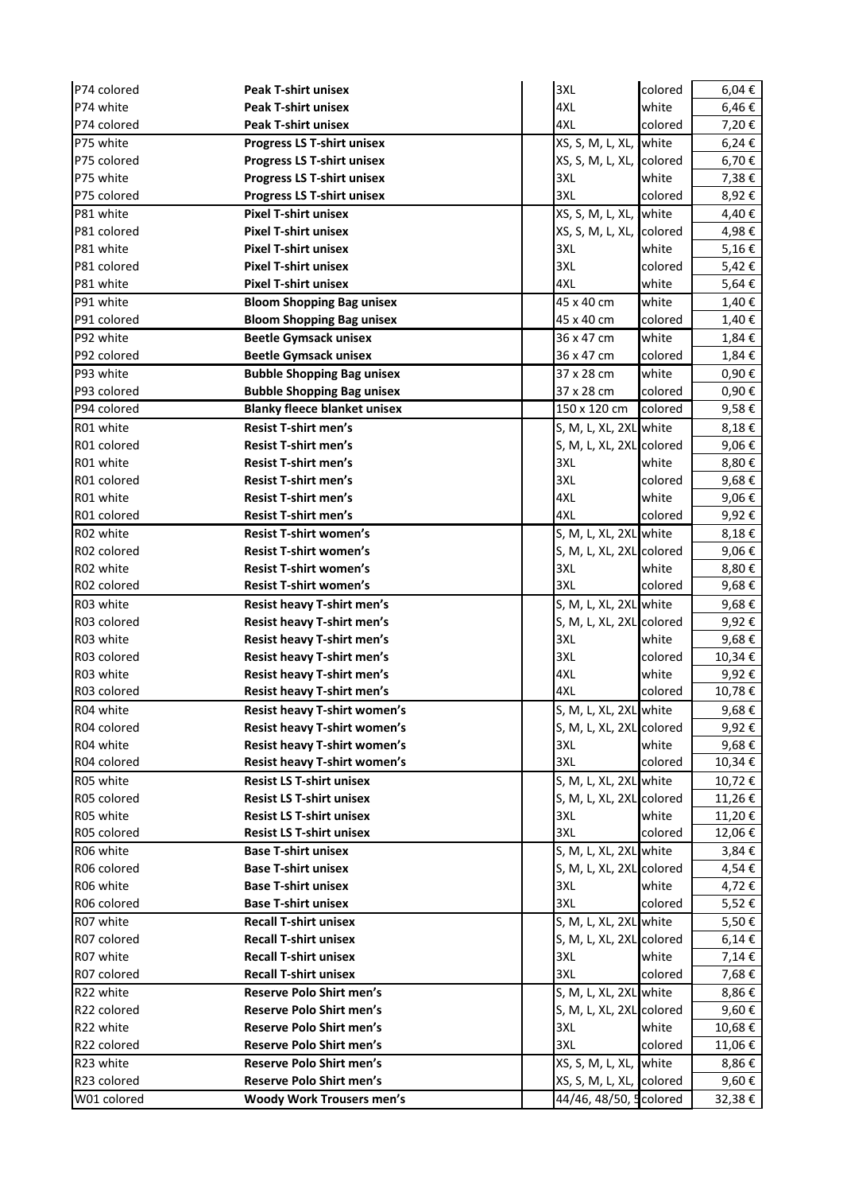| | | | | | |
|---|---|---|---|---|---|
| P74 colored | **Peak T-shirt unisex** | | 3XL | colored | 6,04 € |
| P74 white | **Peak T-shirt unisex** | | 4XL | white | 6,46 € |
| P74 colored | **Peak T-shirt unisex** | | 4XL | colored | 7,20 € |
| P75 white | **Progress LS T-shirt unisex** | | XS, S, M, L, XL, | white | 6,24 € |
| P75 colored | **Progress LS T-shirt unisex** | | XS, S, M, L, XL, | colored | 6,70 € |
| P75 white | **Progress LS T-shirt unisex** | | 3XL | white | 7,38 € |
| P75 colored | **Progress LS T-shirt unisex** | | 3XL | colored | 8,92 € |
| P81 white | **Pixel T-shirt unisex** | | XS, S, M, L, XL, | white | 4,40 € |
| P81 colored | **Pixel T-shirt unisex** | | XS, S, M, L, XL, | colored | 4,98 € |
| P81 white | **Pixel T-shirt unisex** | | 3XL | white | 5,16 € |
| P81 colored | **Pixel T-shirt unisex** | | 3XL | colored | 5,42 € |
| P81 white | **Pixel T-shirt unisex** | | 4XL | white | 5,64 € |
| P91 white | **Bloom Shopping Bag unisex** | | 45 x 40 cm | white | 1,40 € |
| P91 colored | **Bloom Shopping Bag unisex** | | 45 x 40 cm | colored | 1,40 € |
| P92 white | **Beetle Gymsack unisex** | | 36 x 47 cm | white | 1,84 € |
| P92 colored | **Beetle Gymsack unisex** | | 36 x 47 cm | colored | 1,84 € |
| P93 white | **Bubble Shopping Bag unisex** | | 37 x 28 cm | white | 0,90 € |
| P93 colored | **Bubble Shopping Bag unisex** | | 37 x 28 cm | colored | 0,90 € |
| P94 colored | **Blanky fleece blanket unisex** | | 150 x 120 cm | colored | 9,58 € |
| R01 white | **Resist T-shirt men's** | | S, M, L, XL, 2XL | white | 8,18 € |
| R01 colored | **Resist T-shirt men's** | | S, M, L, XL, 2XL | colored | 9,06 € |
| R01 white | **Resist T-shirt men's** | | 3XL | white | 8,80 € |
| R01 colored | **Resist T-shirt men's** | | 3XL | colored | 9,68 € |
| R01 white | **Resist T-shirt men's** | | 4XL | white | 9,06 € |
| R01 colored | **Resist T-shirt men's** | | 4XL | colored | 9,92 € |
| R02 white | **Resist T-shirt women's** | | S, M, L, XL, 2XL | white | 8,18 € |
| R02 colored | **Resist T-shirt women's** | | S, M, L, XL, 2XL | colored | 9,06 € |
| R02 white | **Resist T-shirt women's** | | 3XL | white | 8,80 € |
| R02 colored | **Resist T-shirt women's** | | 3XL | colored | 9,68 € |
| R03 white | **Resist heavy T-shirt men's** | | S, M, L, XL, 2XL | white | 9,68 € |
| R03 colored | **Resist heavy T-shirt men's** | | S, M, L, XL, 2XL | colored | 9,92 € |
| R03 white | **Resist heavy T-shirt men's** | | 3XL | white | 9,68 € |
| R03 colored | **Resist heavy T-shirt men's** | | 3XL | colored | 10,34 € |
| R03 white | **Resist heavy T-shirt men's** | | 4XL | white | 9,92 € |
| R03 colored | **Resist heavy T-shirt men's** | | 4XL | colored | 10,78 € |
| R04 white | **Resist heavy T-shirt women's** | | S, M, L, XL, 2XL | white | 9,68 € |
| R04 colored | **Resist heavy T-shirt women's** | | S, M, L, XL, 2XL | colored | 9,92 € |
| R04 white | **Resist heavy T-shirt women's** | | 3XL | white | 9,68 € |
| R04 colored | **Resist heavy T-shirt women's** | | 3XL | colored | 10,34 € |
| R05 white | **Resist LS T-shirt unisex** | | S, M, L, XL, 2XL | white | 10,72 € |
| R05 colored | **Resist LS T-shirt unisex** | | S, M, L, XL, 2XL | colored | 11,26 € |
| R05 white | **Resist LS T-shirt unisex** | | 3XL | white | 11,20 € |
| R05 colored | **Resist LS T-shirt unisex** | | 3XL | colored | 12,06 € |
| R06 white | **Base T-shirt unisex** | | S, M, L, XL, 2XL | white | 3,84 € |
| R06 colored | **Base T-shirt unisex** | | S, M, L, XL, 2XL | colored | 4,54 € |
| R06 white | **Base T-shirt unisex** | | 3XL | white | 4,72 € |
| R06 colored | **Base T-shirt unisex** | | 3XL | colored | 5,52 € |
| R07 white | **Recall T-shirt unisex** | | S, M, L, XL, 2XL | white | 5,50 € |
| R07 colored | **Recall T-shirt unisex** | | S, M, L, XL, 2XL | colored | 6,14 € |
| R07 white | **Recall T-shirt unisex** | | 3XL | white | 7,14 € |
| R07 colored | **Recall T-shirt unisex** | | 3XL | colored | 7,68 € |
| R22 white | **Reserve Polo Shirt men's** | | S, M, L, XL, 2XL | white | 8,86 € |
| R22 colored | **Reserve Polo Shirt men's** | | S, M, L, XL, 2XL | colored | 9,60 € |
| R22 white | **Reserve Polo Shirt men's** | | 3XL | white | 10,68 € |
| R22 colored | **Reserve Polo Shirt men's** | | 3XL | colored | 11,06 € |
| R23 white | **Reserve Polo Shirt men's** | | XS, S, M, L, XL, | white | 8,86 € |
| R23 colored | **Reserve Polo Shirt men's** | | XS, S, M, L, XL, | colored | 9,60 € |
| W01 colored | **Woody Work Trousers men's** | | 44/46, 48/50, 5 | colored | 32,38 € |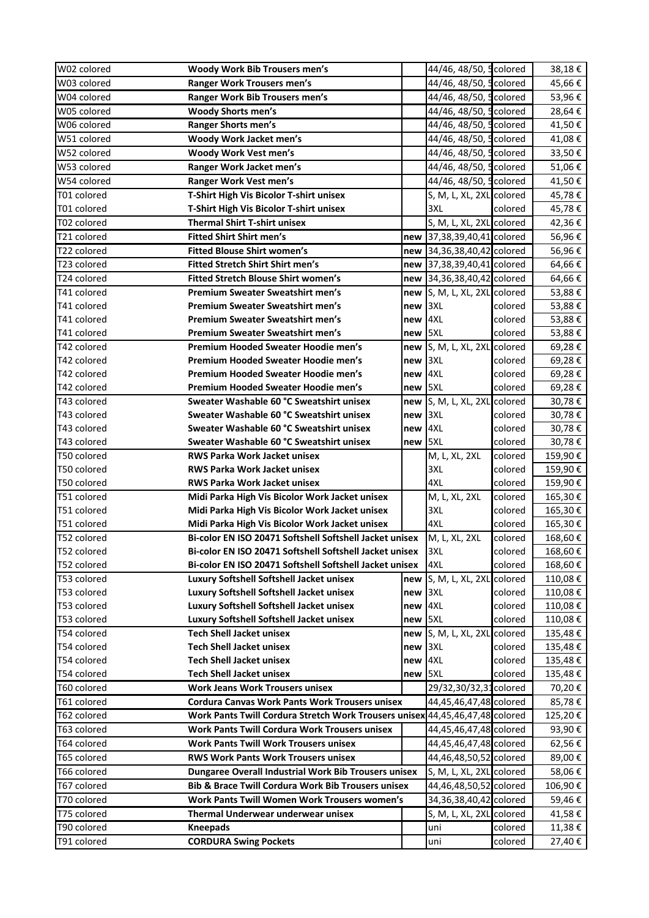| | | | | | |
|---|---|---|---|---|---|
| W02 colored | **Woody Work Bib Trousers men's** | | 44/46, 48/50, 5 | colored | 38,18 € |
| W03 colored | **Ranger Work Trousers men's** | | 44/46, 48/50, 5 | colored | 45,66 € |
| W04 colored | **Ranger Work Bib Trousers men's** | | 44/46, 48/50, 5 | colored | 53,96 € |
| W05 colored | **Woody Shorts men's** | | 44/46, 48/50, 5 | colored | 28,64 € |
| W06 colored | **Ranger Shorts men's** | | 44/46, 48/50, 5 | colored | 41,50 € |
| W51 colored | **Woody Work Jacket men's** | | 44/46, 48/50, 5 | colored | 41,08 € |
| W52 colored | **Woody Work Vest men's** | | 44/46, 48/50, 5 | colored | 33,50 € |
| W53 colored | **Ranger Work Jacket men's** | | 44/46, 48/50, 5 | colored | 51,06 € |
| W54 colored | **Ranger Work Vest men's** | | 44/46, 48/50, 5 | colored | 41,50 € |
| T01 colored | **T-Shirt High Vis Bicolor T-shirt unisex** | | S, M, L, XL, 2XL | colored | 45,78 € |
| T01 colored | **T-Shirt High Vis Bicolor T-shirt unisex** | | 3XL | colored | 45,78 € |
| T02 colored | **Thermal Shirt T-shirt unisex** | | S, M, L, XL, 2XL | colored | 42,36 € |
| T21 colored | **Fitted Shirt Shirt men's** | **new** | 37,38,39,40,41 | colored | 56,96 € |
| T22 colored | **Fitted Blouse Shirt women's** | **new** | 34,36,38,40,42 | colored | 56,96 € |
| T23 colored | **Fitted Stretch Shirt Shirt men's** | **new** | 37,38,39,40,41 | colored | 64,66 € |
| T24 colored | **Fitted Stretch Blouse Shirt women's** | **new** | 34,36,38,40,42 | colored | 64,66 € |
| T41 colored | **Premium Sweater Sweatshirt men's** | **new** | S, M, L, XL, 2XL | colored | 53,88 € |
| T41 colored | **Premium Sweater Sweatshirt men's** | **new** | 3XL | colored | 53,88 € |
| T41 colored | **Premium Sweater Sweatshirt men's** | **new** | 4XL | colored | 53,88 € |
| T41 colored | **Premium Sweater Sweatshirt men's** | **new** | 5XL | colored | 53,88 € |
| T42 colored | **Premium Hooded Sweater Hoodie men's** | **new** | S, M, L, XL, 2XL | colored | 69,28 € |
| T42 colored | **Premium Hooded Sweater Hoodie men's** | **new** | 3XL | colored | 69,28 € |
| T42 colored | **Premium Hooded Sweater Hoodie men's** | **new** | 4XL | colored | 69,28 € |
| T42 colored | **Premium Hooded Sweater Hoodie men's** | **new** | 5XL | colored | 69,28 € |
| T43 colored | **Sweater Washable 60 °C Sweatshirt unisex** | **new** | S, M, L, XL, 2XL | colored | 30,78 € |
| T43 colored | **Sweater Washable 60 °C Sweatshirt unisex** | **new** | 3XL | colored | 30,78 € |
| T43 colored | **Sweater Washable 60 °C Sweatshirt unisex** | **new** | 4XL | colored | 30,78 € |
| T43 colored | **Sweater Washable 60 °C Sweatshirt unisex** | **new** | 5XL | colored | 30,78 € |
| T50 colored | **RWS Parka Work Jacket unisex** | | M, L, XL, 2XL | colored | 159,90 € |
| T50 colored | **RWS Parka Work Jacket unisex** | | 3XL | colored | 159,90 € |
| T50 colored | **RWS Parka Work Jacket unisex** | | 4XL | colored | 159,90 € |
| T51 colored | **Midi Parka High Vis Bicolor Work Jacket unisex** | | M, L, XL, 2XL | colored | 165,30 € |
| T51 colored | **Midi Parka High Vis Bicolor Work Jacket unisex** | | 3XL | colored | 165,30 € |
| T51 colored | **Midi Parka High Vis Bicolor Work Jacket unisex** | | 4XL | colored | 165,30 € |
| T52 colored | **Bi-color EN ISO 20471 Softshell Softshell Jacket unisex** | | M, L, XL, 2XL | colored | 168,60 € |
| T52 colored | **Bi-color EN ISO 20471 Softshell Softshell Jacket unisex** | | 3XL | colored | 168,60 € |
| T52 colored | **Bi-color EN ISO 20471 Softshell Softshell Jacket unisex** | | 4XL | colored | 168,60 € |
| T53 colored | **Luxury Softshell Softshell Jacket unisex** | **new** | S, M, L, XL, 2XL | colored | 110,08 € |
| T53 colored | **Luxury Softshell Softshell Jacket unisex** | **new** | 3XL | colored | 110,08 € |
| T53 colored | **Luxury Softshell Softshell Jacket unisex** | **new** | 4XL | colored | 110,08 € |
| T53 colored | **Luxury Softshell Softshell Jacket unisex** | **new** | 5XL | colored | 110,08 € |
| T54 colored | **Tech Shell Jacket unisex** | **new** | S, M, L, XL, 2XL | colored | 135,48 € |
| T54 colored | **Tech Shell Jacket unisex** | **new** | 3XL | colored | 135,48 € |
| T54 colored | **Tech Shell Jacket unisex** | **new** | 4XL | colored | 135,48 € |
| T54 colored | **Tech Shell Jacket unisex** | **new** | 5XL | colored | 135,48 € |
| T60 colored | **Work Jeans Work Trousers unisex** | | 29/32,30/32,31 | colored | 70,20 € |
| T61 colored | **Cordura Canvas Work Pants Work Trousers unisex** | | 44,45,46,47,48 | colored | 85,78 € |
| T62 colored | **Work Pants Twill Cordura Stretch Work Trousers unisex** | | 44,45,46,47,48 | colored | 125,20 € |
| T63 colored | **Work Pants Twill Cordura Work Trousers unisex** | | 44,45,46,47,48 | colored | 93,90 € |
| T64 colored | **Work Pants Twill Work Trousers unisex** | | 44,45,46,47,48 | colored | 62,56 € |
| T65 colored | **RWS Work Pants Work Trousers unisex** | | 44,46,48,50,52 | colored | 89,00 € |
| T66 colored | **Dungaree Overall Industrial Work Bib Trousers unisex** | | S, M, L, XL, 2XL | colored | 58,06 € |
| T67 colored | **Bib & Brace Twill Cordura Work Bib Trousers unisex** | | 44,46,48,50,52 | colored | 106,90 € |
| T70 colored | **Work Pants Twill Women Work Trousers women's** | | 34,36,38,40,42 | colored | 59,46 € |
| T75 colored | **Thermal Underwear underwear unisex** | | S, M, L, XL, 2XL | colored | 41,58 € |
| T90 colored | **Kneepads** | | uni | colored | 11,38 € |
| T91 colored | **CORDURA Swing Pockets** | | uni | colored | 27,40 € |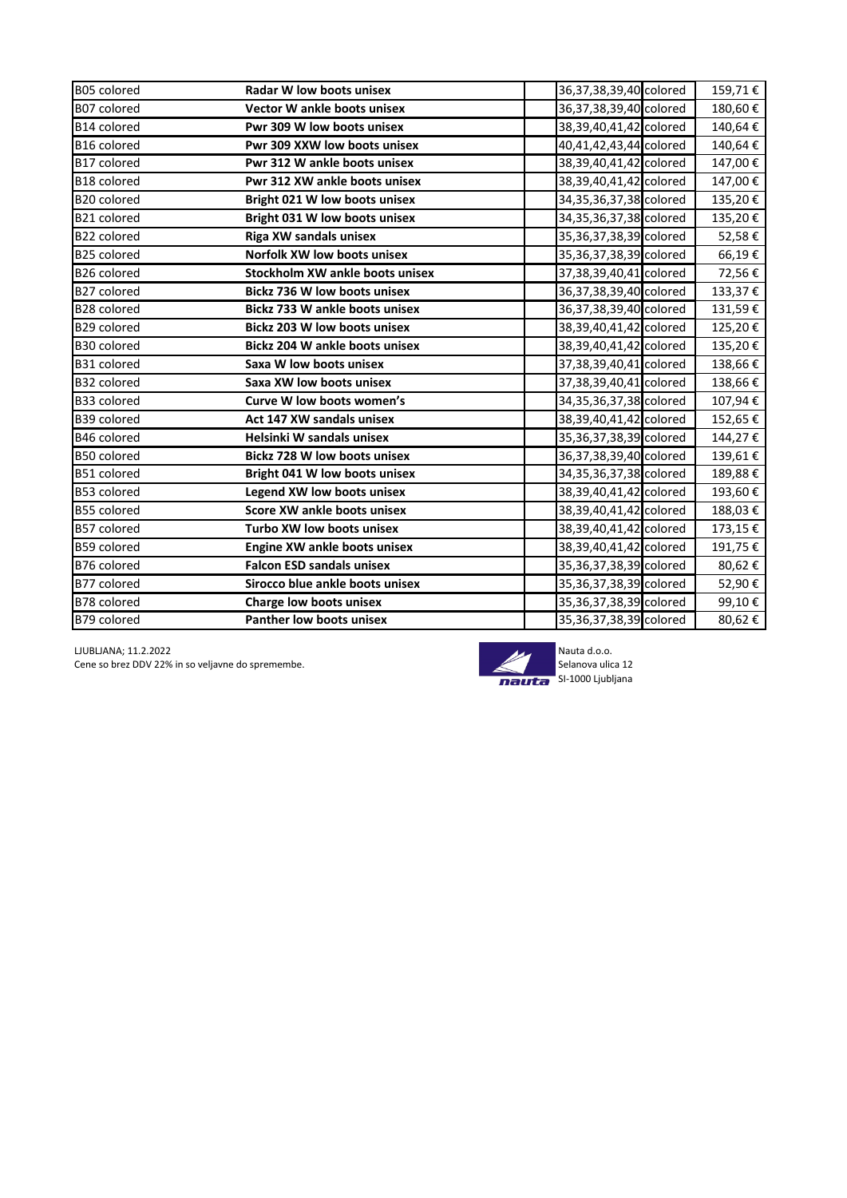| | | | | | |
|---|---|---|---|---|---|
| B05 colored | **Radar W low boots unisex** | | 36,37,38,39,40 | colored | 159,71 € |
| B07 colored | **Vector W ankle boots unisex** | | 36,37,38,39,40 | colored | 180,60 € |
| B14 colored | **Pwr 309 W low boots unisex** | | 38,39,40,41,42 | colored | 140,64 € |
| B16 colored | **Pwr 309 XXW low boots unisex** | | 40,41,42,43,44 | colored | 140,64 € |
| B17 colored | **Pwr 312 W ankle boots unisex** | | 38,39,40,41,42 | colored | 147,00 € |
| B18 colored | **Pwr 312 XW ankle boots unisex** | | 38,39,40,41,42 | colored | 147,00 € |
| B20 colored | **Bright 021 W low boots unisex** | | 34,35,36,37,38 | colored | 135,20 € |
| B21 colored | **Bright 031 W low boots unisex** | | 34,35,36,37,38 | colored | 135,20 € |
| B22 colored | **Riga XW sandals unisex** | | 35,36,37,38,39 | colored | 52,58 € |
| B25 colored | **Norfolk XW low boots unisex** | | 35,36,37,38,39 | colored | 66,19 € |
| B26 colored | **Stockholm XW ankle boots unisex** | | 37,38,39,40,41 | colored | 72,56 € |
| B27 colored | **Bickz 736 W low boots unisex** | | 36,37,38,39,40 | colored | 133,37 € |
| B28 colored | **Bickz 733 W ankle boots unisex** | | 36,37,38,39,40 | colored | 131,59 € |
| B29 colored | **Bickz 203 W low boots unisex** | | 38,39,40,41,42 | colored | 125,20 € |
| B30 colored | **Bickz 204 W ankle boots unisex** | | 38,39,40,41,42 | colored | 135,20 € |
| B31 colored | **Saxa W low boots unisex** | | 37,38,39,40,41 | colored | 138,66 € |
| B32 colored | **Saxa XW low boots unisex** | | 37,38,39,40,41 | colored | 138,66 € |
| B33 colored | **Curve W low boots women's** | | 34,35,36,37,38 | colored | 107,94 € |
| B39 colored | **Act 147 XW sandals unisex** | | 38,39,40,41,42 | colored | 152,65 € |
| B46 colored | **Helsinki W sandals unisex** | | 35,36,37,38,39 | colored | 144,27 € |
| B50 colored | **Bickz 728 W low boots unisex** | | 36,37,38,39,40 | colored | 139,61 € |
| B51 colored | **Bright 041 W low boots unisex** | | 34,35,36,37,38 | colored | 189,88 € |
| B53 colored | **Legend XW low boots unisex** | | 38,39,40,41,42 | colored | 193,60 € |
| B55 colored | **Score XW ankle boots unisex** | | 38,39,40,41,42 | colored | 188,03 € |
| B57 colored | **Turbo XW low boots unisex** | | 38,39,40,41,42 | colored | 173,15 € |
| B59 colored | **Engine XW ankle boots unisex** | | 38,39,40,41,42 | colored | 191,75 € |
| B76 colored | **Falcon ESD sandals unisex** | | 35,36,37,38,39 | colored | 80,62 € |
| B77 colored | **Sirocco blue ankle boots unisex** | | 35,36,37,38,39 | colored | 52,90 € |
| B78 colored | **Charge low boots unisex** | | 35,36,37,38,39 | colored | 99,10 € |
| B79 colored | **Panther low boots unisex** | | 35,36,37,38,39 | colored | 80,62 € |

LJUBLJANA; 11.2.2022
Cene so brez DDV 22% in so veljavne do spremembe.

nauta

Nauta d.o.o.
Selanova ulica 12
SI-1000 Ljubljana